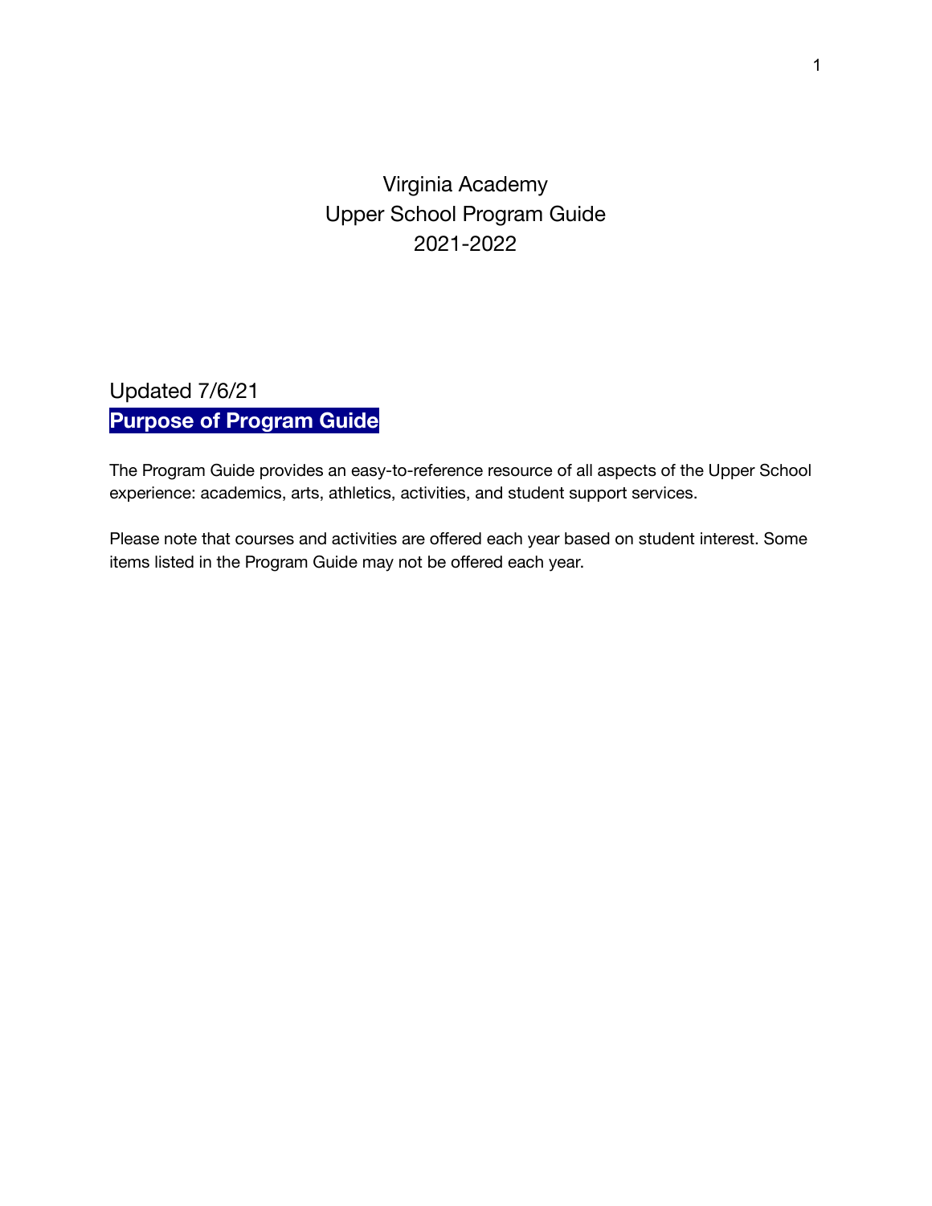# Virginia Academy
# Upper School Program Guide
# 2021-2022

Updated 7/6/21

## Purpose of Program Guide

The Program Guide provides an easy-to-reference resource of all aspects of the Upper School experience: academics, arts, athletics, activities, and student support services.

Please note that courses and activities are offered each year based on student interest. Some items listed in the Program Guide may not be offered each year.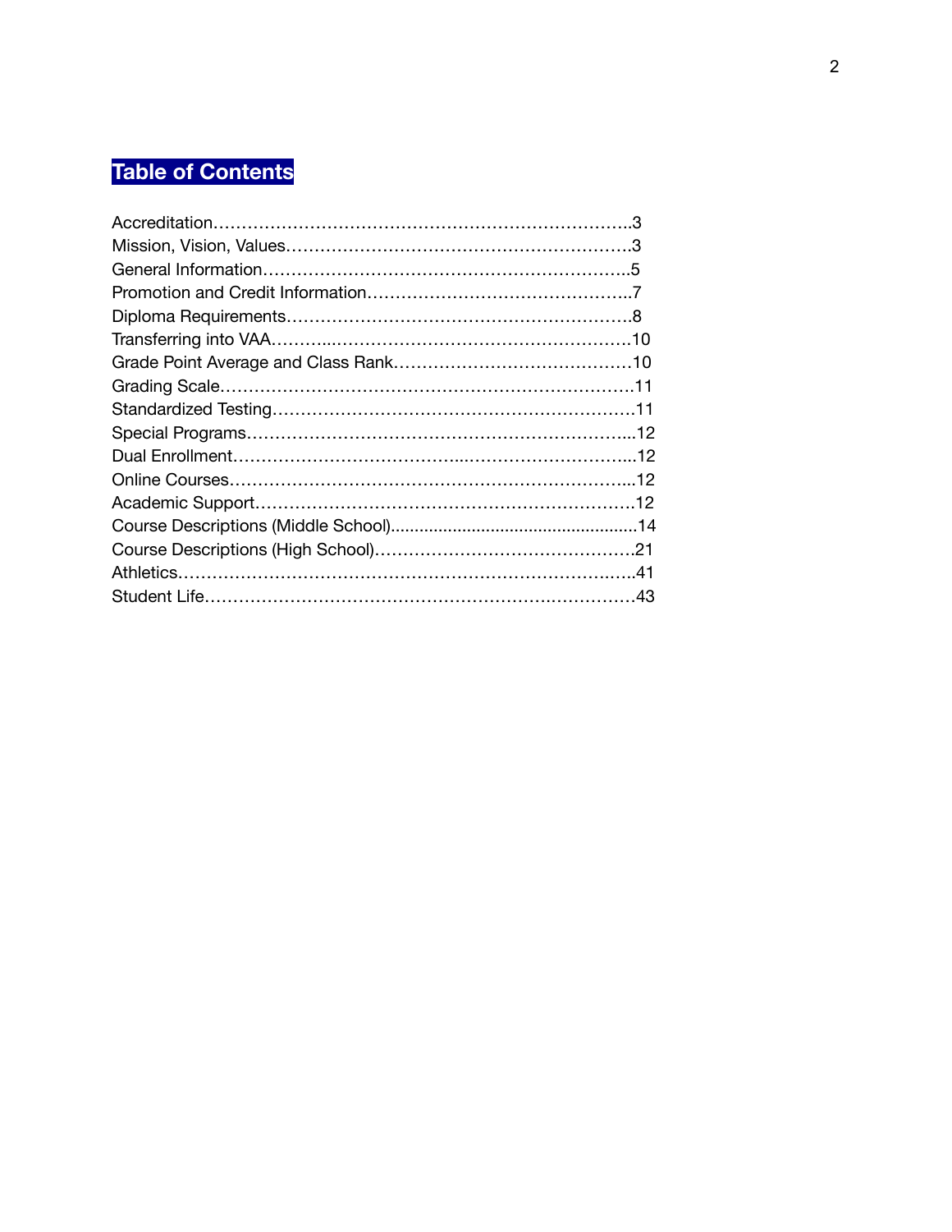# Table of Contents

Accreditation……………………………………………………………….3
Mission, Vision, Values…………………………………………………….3
General Information……………………………………………………….5
Promotion and Credit Information………………………………………..7
Diploma Requirements…………………………………………………….8
Transferring into VAA……………………………………………………10
Grade Point Average and Class Rank……………………………………10
Grading Scale……………………………………………………………11
Standardized Testing……………………………………………………11
Special Programs…………………………………………………………12
Dual Enrollment…………………………………………………………12
Online Courses……………………………………………………………12
Academic Support…………………………………………………………12
Course Descriptions (Middle School)........................................................14
Course Descriptions (High School)………………………………………21
Athletics……………………………………………………………………41
Student Life………………………………………………………………43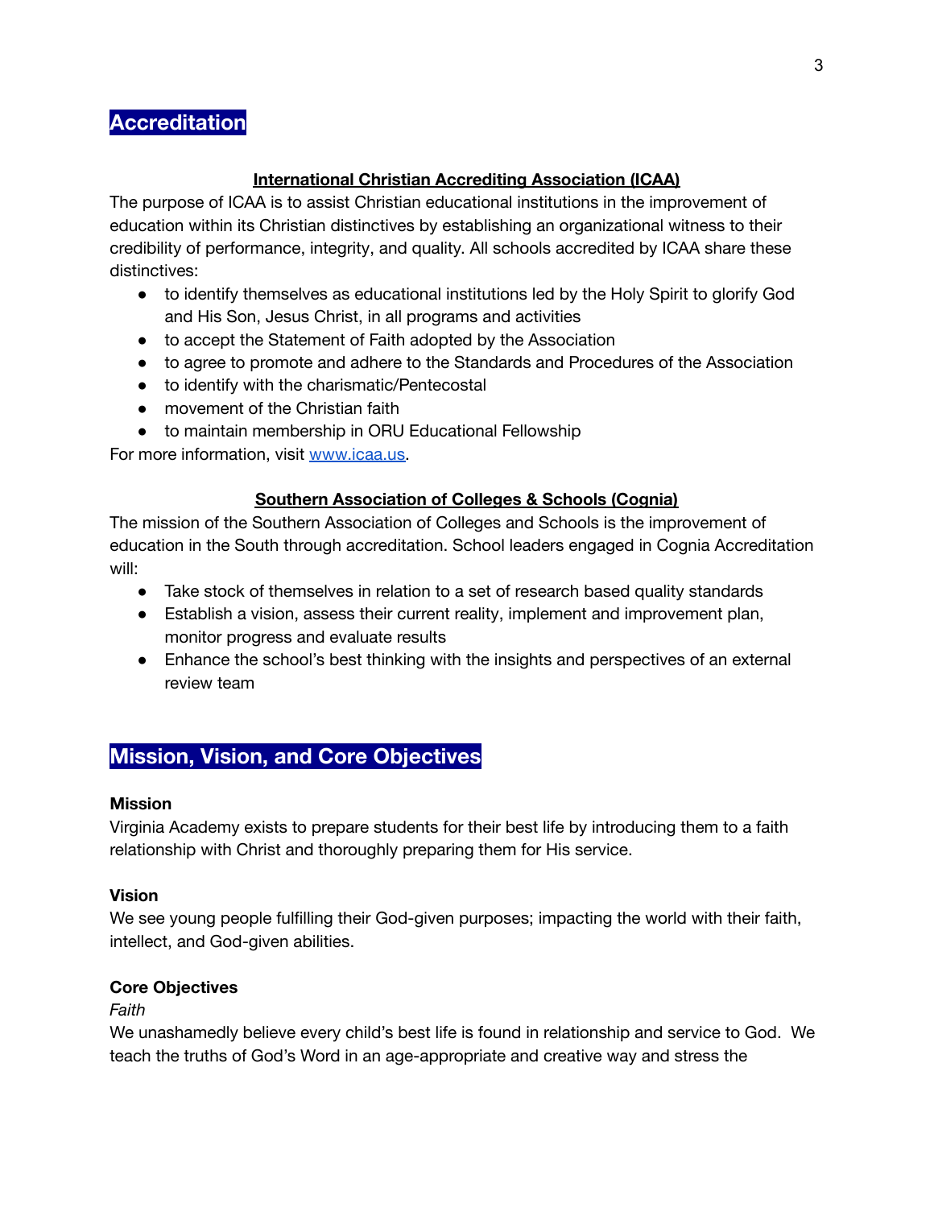# Accreditation

**International Christian Accrediting Association (ICAA)**

The purpose of ICAA is to assist Christian educational institutions in the improvement of education within its Christian distinctives by establishing an organizational witness to their credibility of performance, integrity, and quality. All schools accredited by ICAA share these distinctives:

- to identify themselves as educational institutions led by the Holy Spirit to glorify God and His Son, Jesus Christ, in all programs and activities
- to accept the Statement of Faith adopted by the Association
- to agree to promote and adhere to the Standards and Procedures of the Association
- to identify with the charismatic/Pentecostal
- movement of the Christian faith
- to maintain membership in ORU Educational Fellowship

For more information, visit [www.icaa.us](http://www.icaa.us).

**Southern Association of Colleges & Schools (Cognia)**

The mission of the Southern Association of Colleges and Schools is the improvement of education in the South through accreditation. School leaders engaged in Cognia Accreditation will:

- Take stock of themselves in relation to a set of research based quality standards
- Establish a vision, assess their current reality, implement and improvement plan, monitor progress and evaluate results
- Enhance the school's best thinking with the insights and perspectives of an external review team

# Mission, Vision, and Core Objectives

**Mission**

Virginia Academy exists to prepare students for their best life by introducing them to a faith relationship with Christ and thoroughly preparing them for His service.

**Vision**

We see young people fulfilling their God-given purposes; impacting the world with their faith, intellect, and God-given abilities.

**Core Objectives**

*Faith*

We unashamedly believe every child's best life is found in relationship and service to God. We teach the truths of God's Word in an age-appropriate and creative way and stress the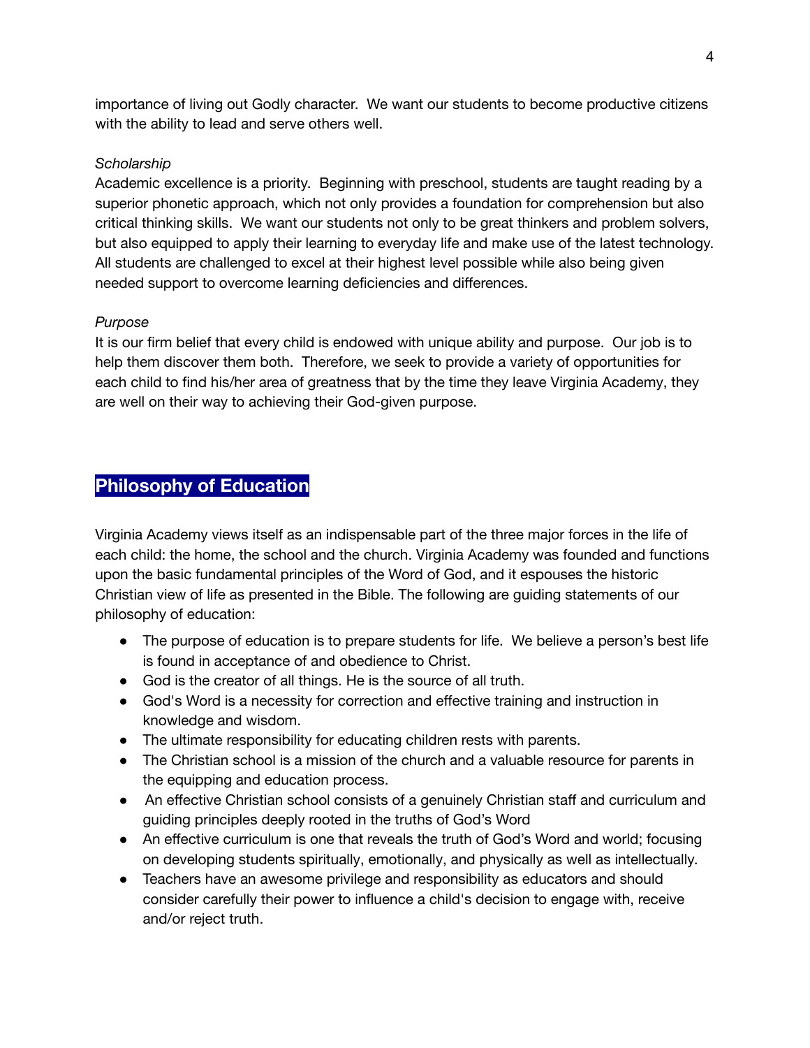importance of living out Godly character.  We want our students to become productive citizens with the ability to lead and serve others well.

*Scholarship*

Academic excellence is a priority.  Beginning with preschool, students are taught reading by a superior phonetic approach, which not only provides a foundation for comprehension but also critical thinking skills.  We want our students not only to be great thinkers and problem solvers, but also equipped to apply their learning to everyday life and make use of the latest technology. All students are challenged to excel at their highest level possible while also being given needed support to overcome learning deficiencies and differences.

*Purpose*

It is our firm belief that every child is endowed with unique ability and purpose.  Our job is to help them discover them both.  Therefore, we seek to provide a variety of opportunities for each child to find his/her area of greatness that by the time they leave Virginia Academy, they are well on their way to achieving their God-given purpose.

## Philosophy of Education

Virginia Academy views itself as an indispensable part of the three major forces in the life of each child: the home, the school and the church. Virginia Academy was founded and functions upon the basic fundamental principles of the Word of God, and it espouses the historic Christian view of life as presented in the Bible. The following are guiding statements of our philosophy of education:

- The purpose of education is to prepare students for life.  We believe a person's best life is found in acceptance of and obedience to Christ.
- God is the creator of all things. He is the source of all truth.
- God's Word is a necessity for correction and effective training and instruction in knowledge and wisdom.
- The ultimate responsibility for educating children rests with parents.
- The Christian school is a mission of the church and a valuable resource for parents in the equipping and education process.
- An effective Christian school consists of a genuinely Christian staff and curriculum and guiding principles deeply rooted in the truths of God's Word
- An effective curriculum is one that reveals the truth of God's Word and world; focusing on developing students spiritually, emotionally, and physically as well as intellectually.
- Teachers have an awesome privilege and responsibility as educators and should consider carefully their power to influence a child's decision to engage with, receive and/or reject truth.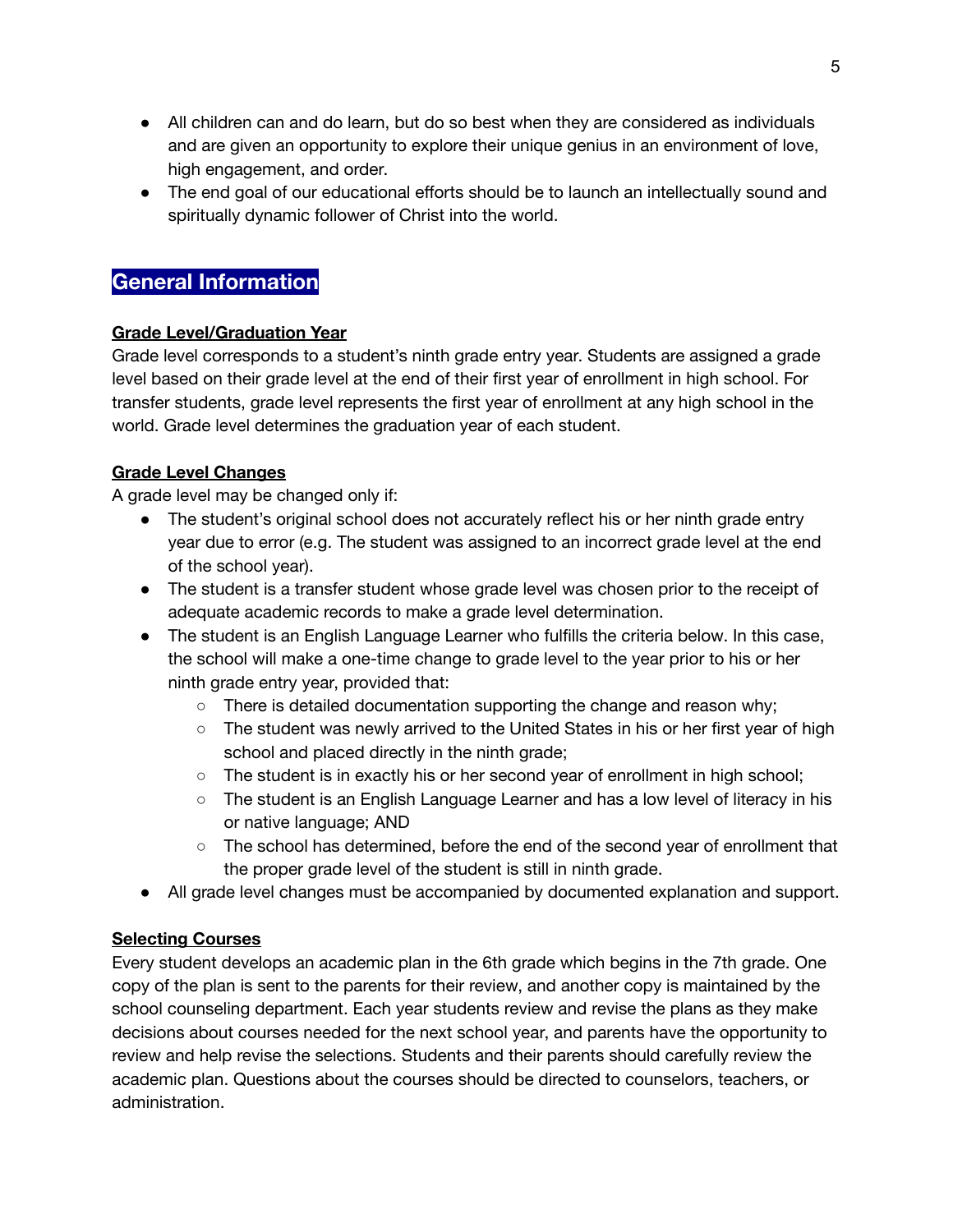- All children can and do learn, but do so best when they are considered as individuals and are given an opportunity to explore their unique genius in an environment of love, high engagement, and order.
- The end goal of our educational efforts should be to launch an intellectually sound and spiritually dynamic follower of Christ into the world.

## General Information

**Grade Level/Graduation Year**

Grade level corresponds to a student's ninth grade entry year. Students are assigned a grade level based on their grade level at the end of their first year of enrollment in high school. For transfer students, grade level represents the first year of enrollment at any high school in the world. Grade level determines the graduation year of each student.

**Grade Level Changes**

A grade level may be changed only if:

- The student's original school does not accurately reflect his or her ninth grade entry year due to error (e.g. The student was assigned to an incorrect grade level at the end of the school year).
- The student is a transfer student whose grade level was chosen prior to the receipt of adequate academic records to make a grade level determination.
- The student is an English Language Learner who fulfills the criteria below. In this case, the school will make a one-time change to grade level to the year prior to his or her ninth grade entry year, provided that:
    - There is detailed documentation supporting the change and reason why;
    - The student was newly arrived to the United States in his or her first year of high school and placed directly in the ninth grade;
    - The student is in exactly his or her second year of enrollment in high school;
    - The student is an English Language Learner and has a low level of literacy in his or native language; AND
    - The school has determined, before the end of the second year of enrollment that the proper grade level of the student is still in ninth grade.
- All grade level changes must be accompanied by documented explanation and support.

**Selecting Courses**

Every student develops an academic plan in the 6th grade which begins in the 7th grade. One copy of the plan is sent to the parents for their review, and another copy is maintained by the school counseling department. Each year students review and revise the plans as they make decisions about courses needed for the next school year, and parents have the opportunity to review and help revise the selections. Students and their parents should carefully review the academic plan. Questions about the courses should be directed to counselors, teachers, or administration.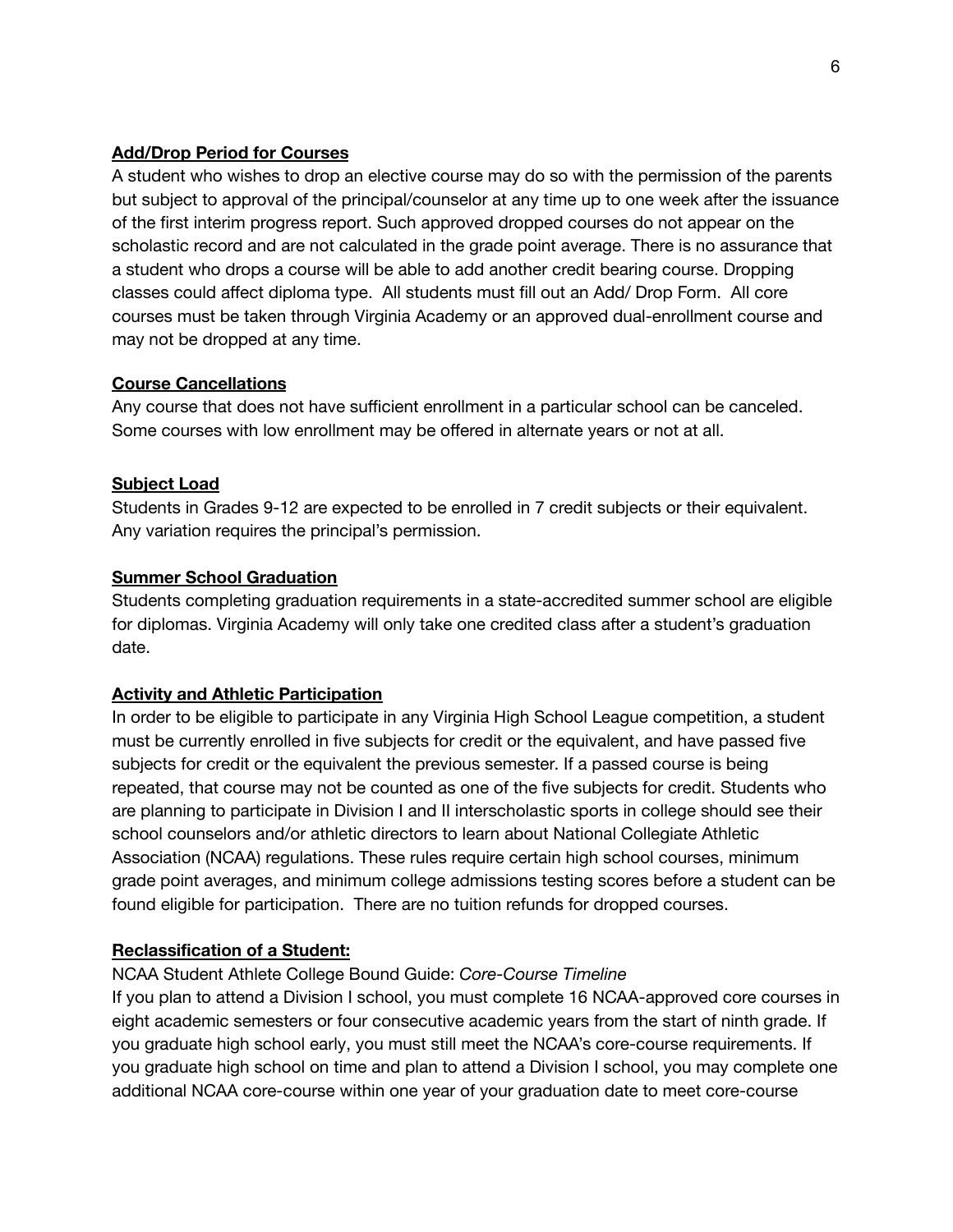**Add/Drop Period for Courses**

A student who wishes to drop an elective course may do so with the permission of the parents but subject to approval of the principal/counselor at any time up to one week after the issuance of the first interim progress report. Such approved dropped courses do not appear on the scholastic record and are not calculated in the grade point average. There is no assurance that a student who drops a course will be able to add another credit bearing course. Dropping classes could affect diploma type. All students must fill out an Add/ Drop Form. All core courses must be taken through Virginia Academy or an approved dual-enrollment course and may not be dropped at any time.

**Course Cancellations**

Any course that does not have sufficient enrollment in a particular school can be canceled. Some courses with low enrollment may be offered in alternate years or not at all.

**Subject Load**

Students in Grades 9-12 are expected to be enrolled in 7 credit subjects or their equivalent. Any variation requires the principal's permission.

**Summer School Graduation**

Students completing graduation requirements in a state-accredited summer school are eligible for diplomas. Virginia Academy will only take one credited class after a student's graduation date.

**Activity and Athletic Participation**

In order to be eligible to participate in any Virginia High School League competition, a student must be currently enrolled in five subjects for credit or the equivalent, and have passed five subjects for credit or the equivalent the previous semester. If a passed course is being repeated, that course may not be counted as one of the five subjects for credit. Students who are planning to participate in Division I and II interscholastic sports in college should see their school counselors and/or athletic directors to learn about National Collegiate Athletic Association (NCAA) regulations. These rules require certain high school courses, minimum grade point averages, and minimum college admissions testing scores before a student can be found eligible for participation. There are no tuition refunds for dropped courses.

**Reclassification of a Student:**

NCAA Student Athlete College Bound Guide: *Core-Course Timeline*

If you plan to attend a Division I school, you must complete 16 NCAA-approved core courses in eight academic semesters or four consecutive academic years from the start of ninth grade. If you graduate high school early, you must still meet the NCAA's core-course requirements. If you graduate high school on time and plan to attend a Division I school, you may complete one additional NCAA core-course within one year of your graduation date to meet core-course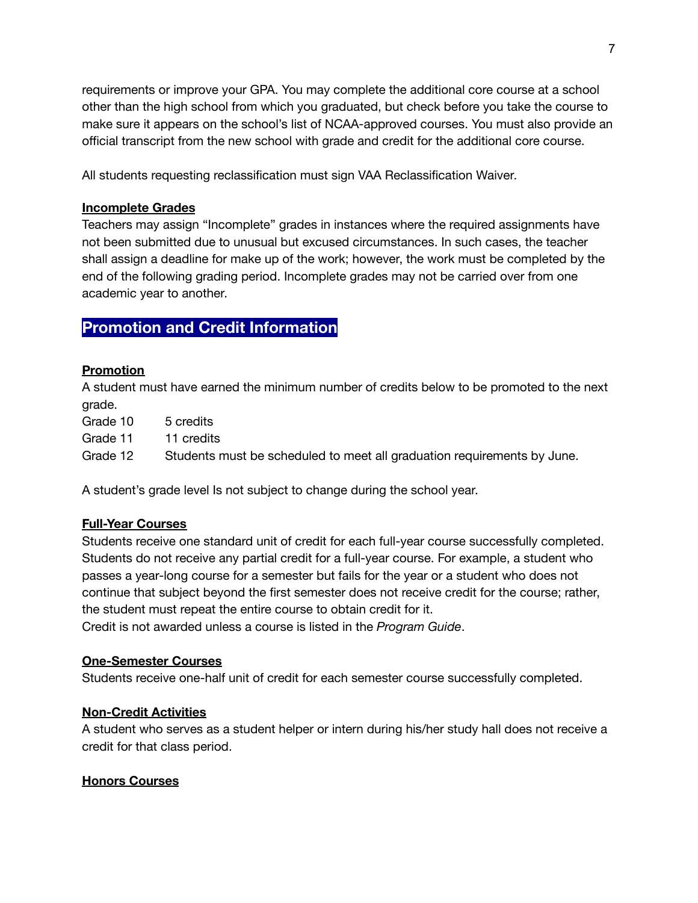requirements or improve your GPA. You may complete the additional core course at a school other than the high school from which you graduated, but check before you take the course to make sure it appears on the school's list of NCAA-approved courses. You must also provide an official transcript from the new school with grade and credit for the additional core course.

All students requesting reclassification must sign VAA Reclassification Waiver.

### Incomplete Grades

Teachers may assign "Incomplete" grades in instances where the required assignments have not been submitted due to unusual but excused circumstances. In such cases, the teacher shall assign a deadline for make up of the work; however, the work must be completed by the end of the following grading period. Incomplete grades may not be carried over from one academic year to another.

## Promotion and Credit Information

### Promotion

A student must have earned the minimum number of credits below to be promoted to the next grade.

| | |
|---|---|
| Grade 10 | 5 credits |
| Grade 11 | 11 credits |
| Grade 12 | Students must be scheduled to meet all graduation requirements by June. |

A student's grade level Is not subject to change during the school year.

### Full-Year Courses

Students receive one standard unit of credit for each full-year course successfully completed. Students do not receive any partial credit for a full-year course. For example, a student who passes a year-long course for a semester but fails for the year or a student who does not continue that subject beyond the first semester does not receive credit for the course; rather, the student must repeat the entire course to obtain credit for it.
Credit is not awarded unless a course is listed in the *Program Guide*.

### One-Semester Courses

Students receive one-half unit of credit for each semester course successfully completed.

### Non-Credit Activities

A student who serves as a student helper or intern during his/her study hall does not receive a credit for that class period.

### Honors Courses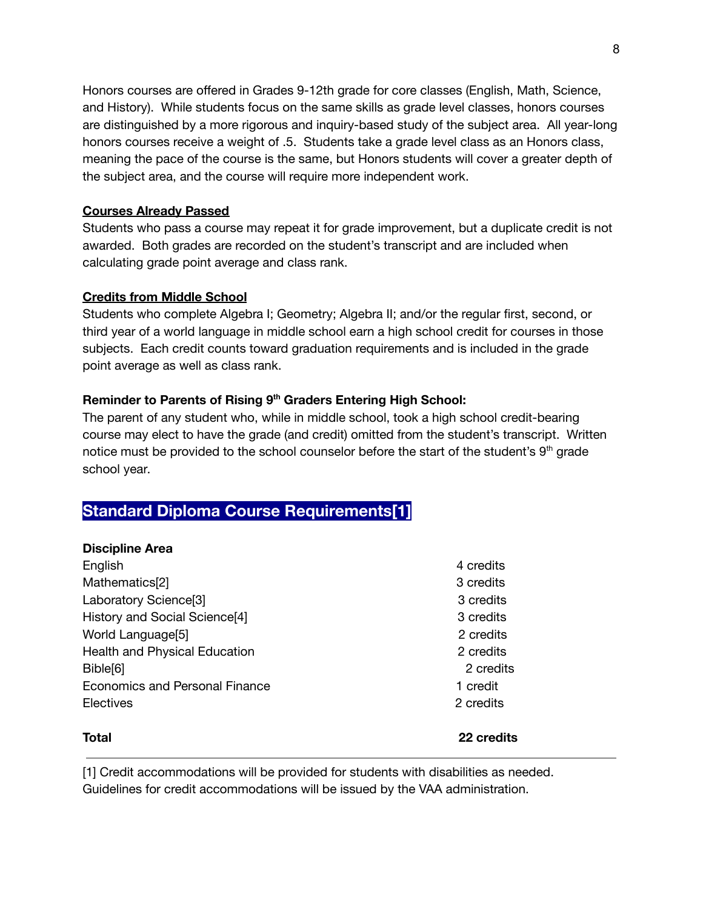Honors courses are offered in Grades 9-12th grade for core classes (English, Math, Science, and History). While students focus on the same skills as grade level classes, honors courses are distinguished by a more rigorous and inquiry-based study of the subject area. All year-long honors courses receive a weight of .5. Students take a grade level class as an Honors class, meaning the pace of the course is the same, but Honors students will cover a greater depth of the subject area, and the course will require more independent work.

**Courses Already Passed**

Students who pass a course may repeat it for grade improvement, but a duplicate credit is not awarded. Both grades are recorded on the student's transcript and are included when calculating grade point average and class rank.

**Credits from Middle School**

Students who complete Algebra I; Geometry; Algebra II; and/or the regular first, second, or third year of a world language in middle school earn a high school credit for courses in those subjects. Each credit counts toward graduation requirements and is included in the grade point average as well as class rank.

**Reminder to Parents of Rising 9th Graders Entering High School:**

The parent of any student who, while in middle school, took a high school credit-bearing course may elect to have the grade (and credit) omitted from the student's transcript. Written notice must be provided to the school counselor before the start of the student's 9th grade school year.

## Standard Diploma Course Requirements[1]

| Discipline Area | |
|---|---|
| English | 4 credits |
| Mathematics[2] | 3 credits |
| Laboratory Science[3] | 3 credits |
| History and Social Science[4] | 3 credits |
| World Language[5] | 2 credits |
| Health and Physical Education | 2 credits |
| Bible[6] | 2 credits |
| Economics and Personal Finance | 1 credit |
| Electives | 2 credits |
| **Total** | **22 credits** |

---

[1] Credit accommodations will be provided for students with disabilities as needed. Guidelines for credit accommodations will be issued by the VAA administration.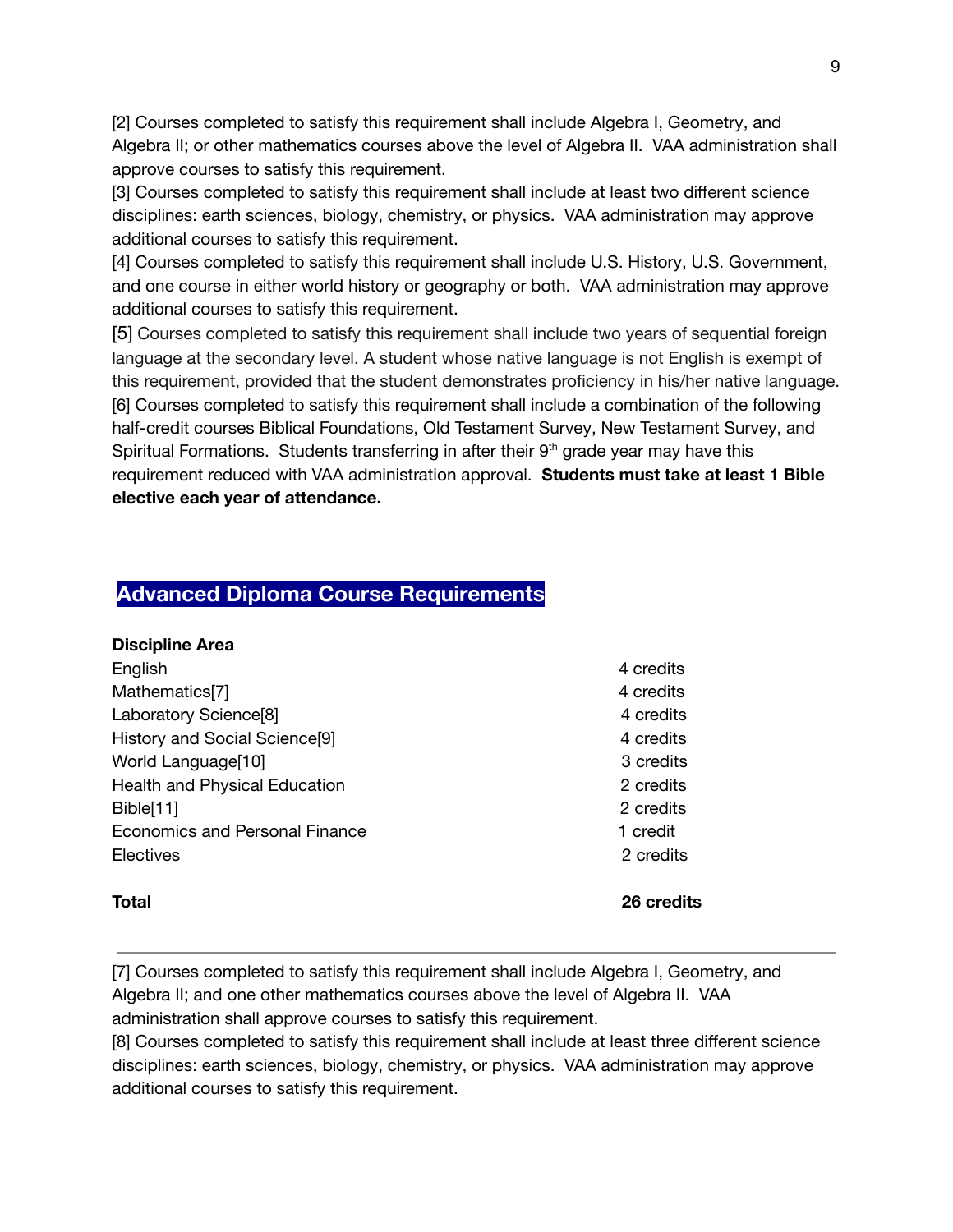[2] Courses completed to satisfy this requirement shall include Algebra I, Geometry, and Algebra II; or other mathematics courses above the level of Algebra II. VAA administration shall approve courses to satisfy this requirement.
[3] Courses completed to satisfy this requirement shall include at least two different science disciplines: earth sciences, biology, chemistry, or physics. VAA administration may approve additional courses to satisfy this requirement.
[4] Courses completed to satisfy this requirement shall include U.S. History, U.S. Government, and one course in either world history or geography or both. VAA administration may approve additional courses to satisfy this requirement.
[5] Courses completed to satisfy this requirement shall include two years of sequential foreign language at the secondary level. A student whose native language is not English is exempt of this requirement, provided that the student demonstrates proficiency in his/her native language.
[6] Courses completed to satisfy this requirement shall include a combination of the following half-credit courses Biblical Foundations, Old Testament Survey, New Testament Survey, and Spiritual Formations. Students transferring in after their 9th grade year may have this requirement reduced with VAA administration approval. **Students must take at least 1 Bible elective each year of attendance.**

## Advanced Diploma Course Requirements

| **Discipline Area** | |
|---|---|
| English | 4 credits |
| Mathematics[7] | 4 credits |
| Laboratory Science[8] | 4 credits |
| History and Social Science[9] | 4 credits |
| World Language[10] | 3 credits |
| Health and Physical Education | 2 credits |
| Bible[11] | 2 credits |
| Economics and Personal Finance | 1 credit |
| Electives | 2 credits |
| **Total** | **26 credits** |

---

[7] Courses completed to satisfy this requirement shall include Algebra I, Geometry, and Algebra II; and one other mathematics courses above the level of Algebra II. VAA administration shall approve courses to satisfy this requirement.
[8] Courses completed to satisfy this requirement shall include at least three different science disciplines: earth sciences, biology, chemistry, or physics. VAA administration may approve additional courses to satisfy this requirement.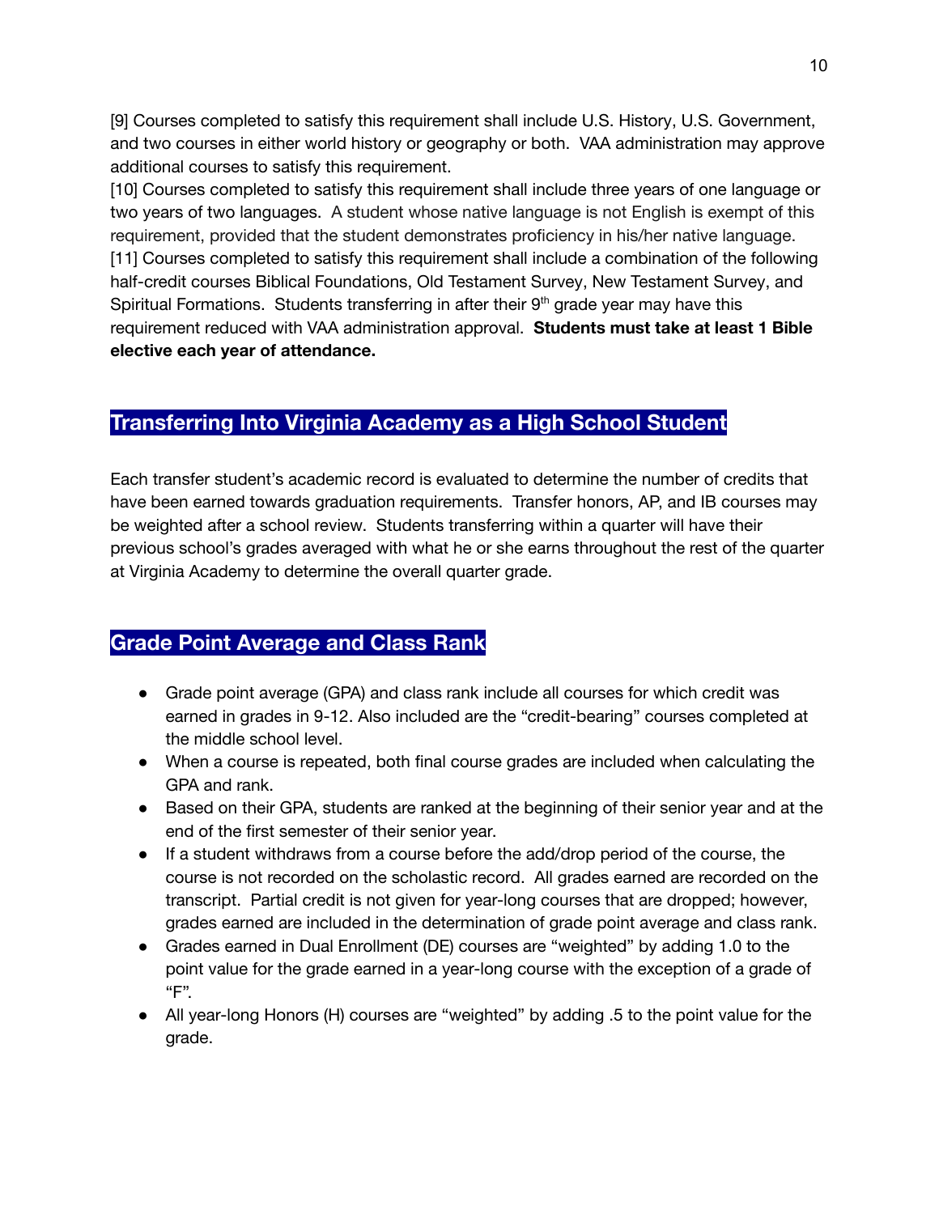[9] Courses completed to satisfy this requirement shall include U.S. History, U.S. Government, and two courses in either world history or geography or both. VAA administration may approve additional courses to satisfy this requirement.
[10] Courses completed to satisfy this requirement shall include three years of one language or two years of two languages. A student whose native language is not English is exempt of this requirement, provided that the student demonstrates proficiency in his/her native language.
[11] Courses completed to satisfy this requirement shall include a combination of the following half-credit courses Biblical Foundations, Old Testament Survey, New Testament Survey, and Spiritual Formations. Students transferring in after their 9th grade year may have this requirement reduced with VAA administration approval. **Students must take at least 1 Bible elective each year of attendance.**

## Transferring Into Virginia Academy as a High School Student

Each transfer student's academic record is evaluated to determine the number of credits that have been earned towards graduation requirements. Transfer honors, AP, and IB courses may be weighted after a school review. Students transferring within a quarter will have their previous school's grades averaged with what he or she earns throughout the rest of the quarter at Virginia Academy to determine the overall quarter grade.

## Grade Point Average and Class Rank

- Grade point average (GPA) and class rank include all courses for which credit was earned in grades in 9-12. Also included are the "credit-bearing" courses completed at the middle school level.
- When a course is repeated, both final course grades are included when calculating the GPA and rank.
- Based on their GPA, students are ranked at the beginning of their senior year and at the end of the first semester of their senior year.
- If a student withdraws from a course before the add/drop period of the course, the course is not recorded on the scholastic record. All grades earned are recorded on the transcript. Partial credit is not given for year-long courses that are dropped; however, grades earned are included in the determination of grade point average and class rank.
- Grades earned in Dual Enrollment (DE) courses are "weighted" by adding 1.0 to the point value for the grade earned in a year-long course with the exception of a grade of "F".
- All year-long Honors (H) courses are "weighted" by adding .5 to the point value for the grade.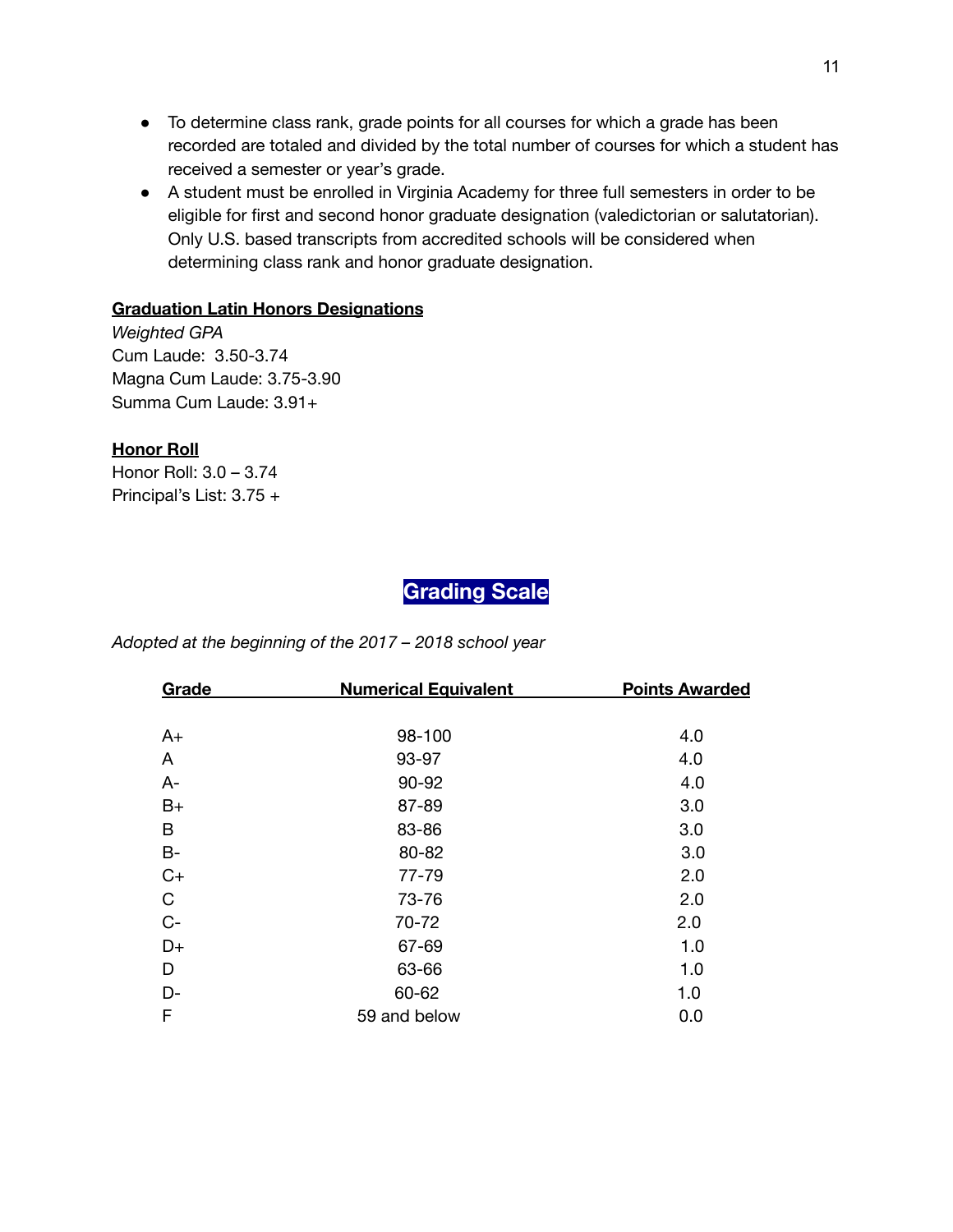- To determine class rank, grade points for all courses for which a grade has been recorded are totaled and divided by the total number of courses for which a student has received a semester or year's grade.
- A student must be enrolled in Virginia Academy for three full semesters in order to be eligible for first and second honor graduate designation (valedictorian or salutatorian). Only U.S. based transcripts from accredited schools will be considered when determining class rank and honor graduate designation.

**Graduation Latin Honors Designations**

*Weighted GPA*
Cum Laude: 3.50-3.74
Magna Cum Laude: 3.75-3.90
Summa Cum Laude: 3.91+

**Honor Roll**

Honor Roll: 3.0 – 3.74
Principal's List: 3.75 +

## Grading Scale

*Adopted at the beginning of the 2017 – 2018 school year*

| Grade | Numerical Equivalent | Points Awarded |
|---|---|---|
| A+ | 98-100 | 4.0 |
| A | 93-97 | 4.0 |
| A- | 90-92 | 4.0 |
| B+ | 87-89 | 3.0 |
| B | 83-86 | 3.0 |
| B- | 80-82 | 3.0 |
| C+ | 77-79 | 2.0 |
| C | 73-76 | 2.0 |
| C- | 70-72 | 2.0 |
| D+ | 67-69 | 1.0 |
| D | 63-66 | 1.0 |
| D- | 60-62 | 1.0 |
| F | 59 and below | 0.0 |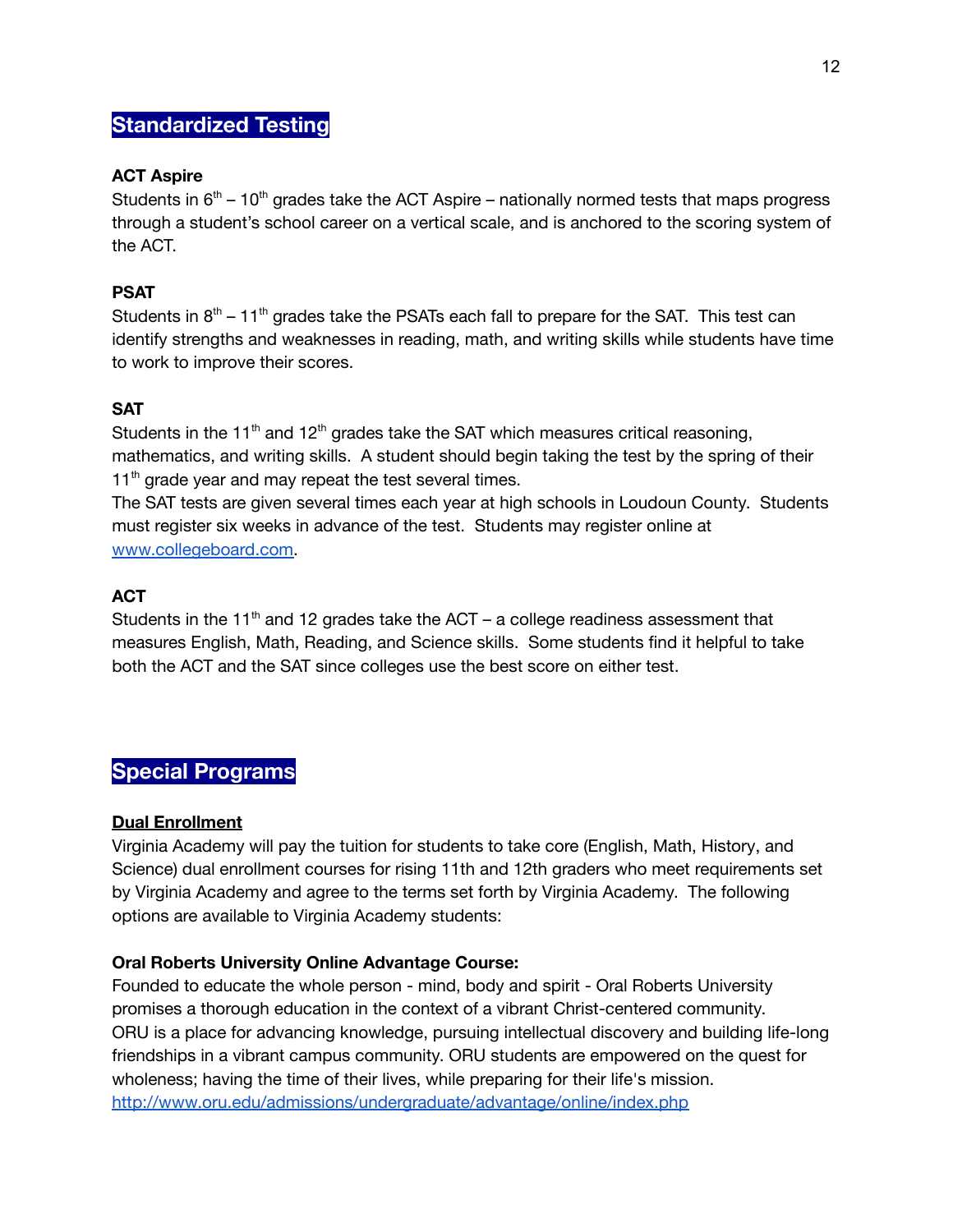## Standardized Testing

**ACT Aspire**

Students in 6th – 10th grades take the ACT Aspire – nationally normed tests that maps progress through a student's school career on a vertical scale, and is anchored to the scoring system of the ACT.

**PSAT**

Students in 8th – 11th grades take the PSATs each fall to prepare for the SAT. This test can identify strengths and weaknesses in reading, math, and writing skills while students have time to work to improve their scores.

**SAT**

Students in the 11th and 12th grades take the SAT which measures critical reasoning, mathematics, and writing skills. A student should begin taking the test by the spring of their 11th grade year and may repeat the test several times.
The SAT tests are given several times each year at high schools in Loudoun County. Students must register six weeks in advance of the test. Students may register online at [www.collegeboard.com](www.collegeboard.com).

**ACT**

Students in the 11th and 12 grades take the ACT – a college readiness assessment that measures English, Math, Reading, and Science skills. Some students find it helpful to take both the ACT and the SAT since colleges use the best score on either test.

## Special Programs

**Dual Enrollment**

Virginia Academy will pay the tuition for students to take core (English, Math, History, and Science) dual enrollment courses for rising 11th and 12th graders who meet requirements set by Virginia Academy and agree to the terms set forth by Virginia Academy. The following options are available to Virginia Academy students:

**Oral Roberts University Online Advantage Course:**

Founded to educate the whole person - mind, body and spirit - Oral Roberts University promises a thorough education in the context of a vibrant Christ-centered community. ORU is a place for advancing knowledge, pursuing intellectual discovery and building life-long friendships in a vibrant campus community. ORU students are empowered on the quest for wholeness; having the time of their lives, while preparing for their life's mission.
[http://www.oru.edu/admissions/undergraduate/advantage/online/index.php](http://www.oru.edu/admissions/undergraduate/advantage/online/index.php)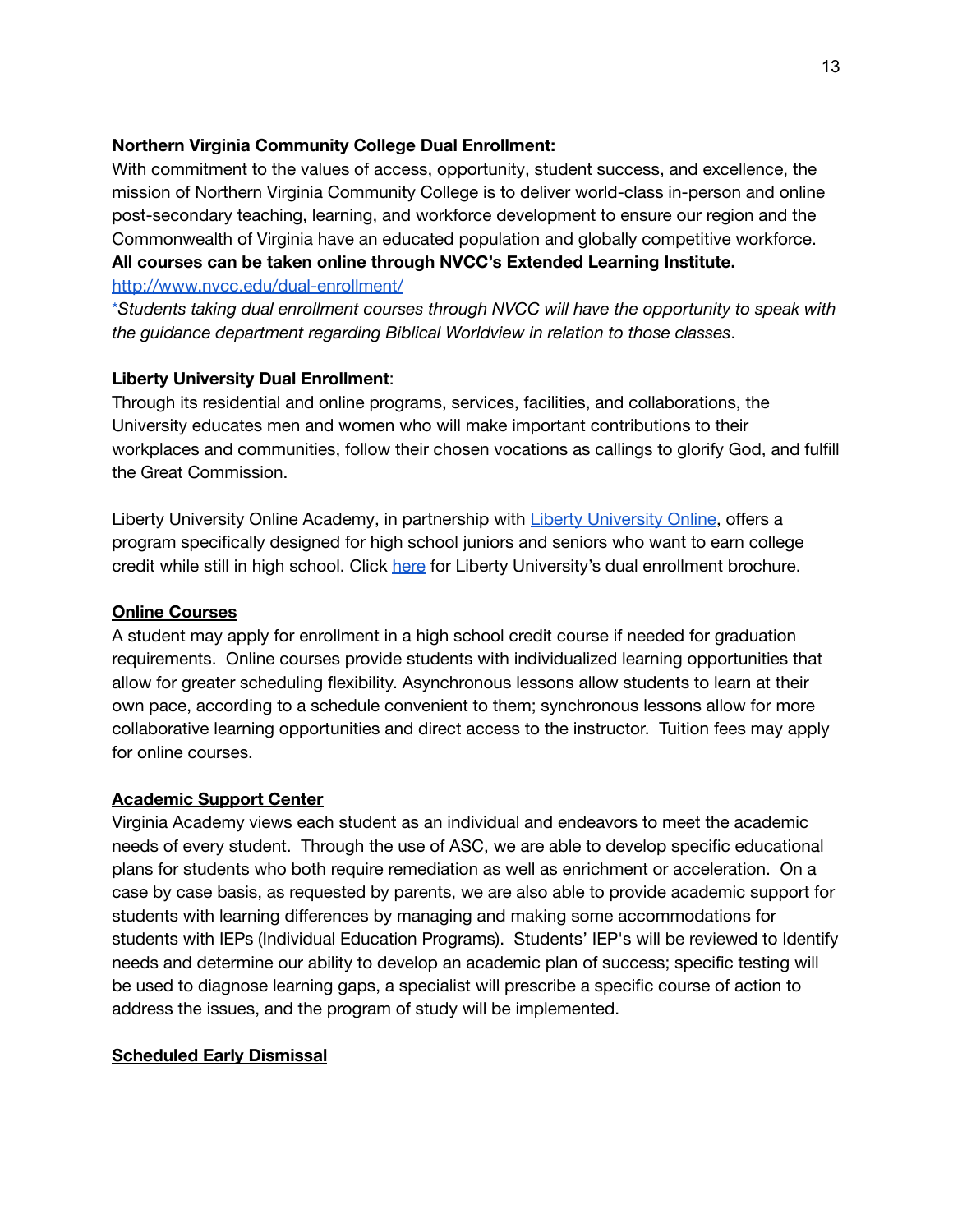**Northern Virginia Community College Dual Enrollment:**

With commitment to the values of access, opportunity, student success, and excellence, the mission of Northern Virginia Community College is to deliver world-class in-person and online post-secondary teaching, learning, and workforce development to ensure our region and the Commonwealth of Virginia have an educated population and globally competitive workforce.

**All courses can be taken online through NVCC's Extended Learning Institute.**

[http://www.nvcc.edu/dual-enrollment/](http://www.nvcc.edu/dual-enrollment/)

**Students taking dual enrollment courses through NVCC will have the opportunity to speak with the guidance department regarding Biblical Worldview in relation to those classes*.

**Liberty University Dual Enrollment**:

Through its residential and online programs, services, facilities, and collaborations, the University educates men and women who will make important contributions to their workplaces and communities, follow their chosen vocations as callings to glorify God, and fulfill the Great Commission.

Liberty University Online Academy, in partnership with Liberty University Online, offers a program specifically designed for high school juniors and seniors who want to earn college credit while still in high school. Click here for Liberty University's dual enrollment brochure.

**Online Courses**

A student may apply for enrollment in a high school credit course if needed for graduation requirements. Online courses provide students with individualized learning opportunities that allow for greater scheduling flexibility. Asynchronous lessons allow students to learn at their own pace, according to a schedule convenient to them; synchronous lessons allow for more collaborative learning opportunities and direct access to the instructor. Tuition fees may apply for online courses.

**Academic Support Center**

Virginia Academy views each student as an individual and endeavors to meet the academic needs of every student. Through the use of ASC, we are able to develop specific educational plans for students who both require remediation as well as enrichment or acceleration. On a case by case basis, as requested by parents, we are also able to provide academic support for students with learning differences by managing and making some accommodations for students with IEPs (Individual Education Programs). Students' IEP's will be reviewed to Identify needs and determine our ability to develop an academic plan of success; specific testing will be used to diagnose learning gaps, a specialist will prescribe a specific course of action to address the issues, and the program of study will be implemented.

**Scheduled Early Dismissal**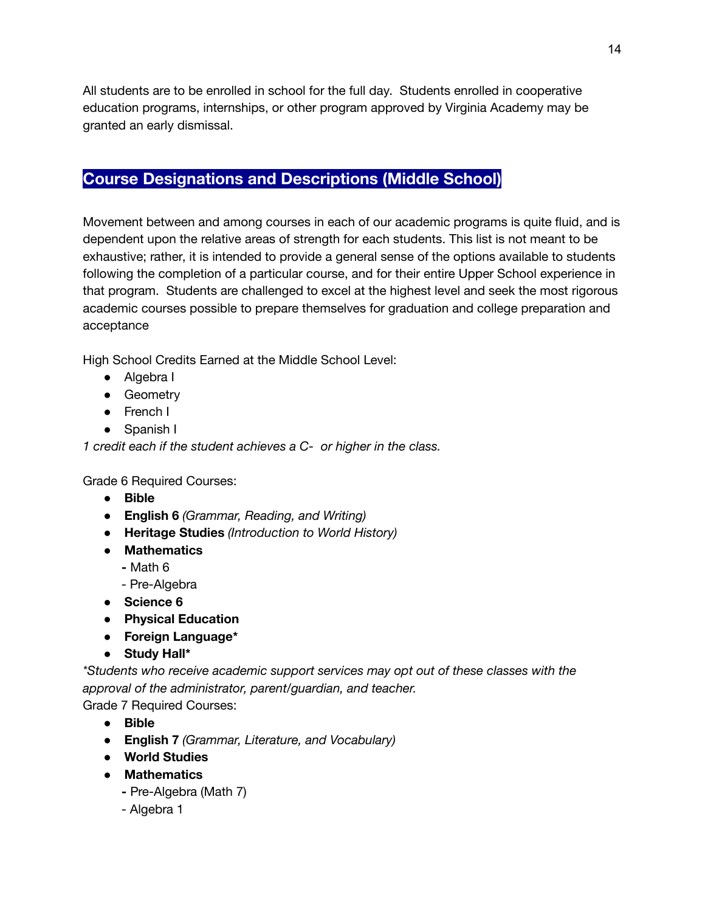All students are to be enrolled in school for the full day. Students enrolled in cooperative education programs, internships, or other program approved by Virginia Academy may be granted an early dismissal.

## Course Designations and Descriptions (Middle School)

Movement between and among courses in each of our academic programs is quite fluid, and is dependent upon the relative areas of strength for each students. This list is not meant to be exhaustive; rather, it is intended to provide a general sense of the options available to students following the completion of a particular course, and for their entire Upper School experience in that program. Students are challenged to excel at the highest level and seek the most rigorous academic courses possible to prepare themselves for graduation and college preparation and acceptance

High School Credits Earned at the Middle School Level:

- Algebra I
- Geometry
- French I
- Spanish I

*1 credit each if the student achieves a C- or higher in the class.*

Grade 6 Required Courses:

- **Bible**
- **English 6** *(Grammar, Reading, and Writing)*
- **Heritage Studies** *(Introduction to World History)*
- **Mathematics**
  - Math 6
  - Pre-Algebra
- **Science 6**
- **Physical Education**
- **Foreign Language***
- **Study Hall***

*\*Students who receive academic support services may opt out of these classes with the approval of the administrator, parent/guardian, and teacher.*

Grade 7 Required Courses:

- **Bible**
- **English 7** *(Grammar, Literature, and Vocabulary)*
- **World Studies**
- **Mathematics**
  - Pre-Algebra (Math 7)
  - Algebra 1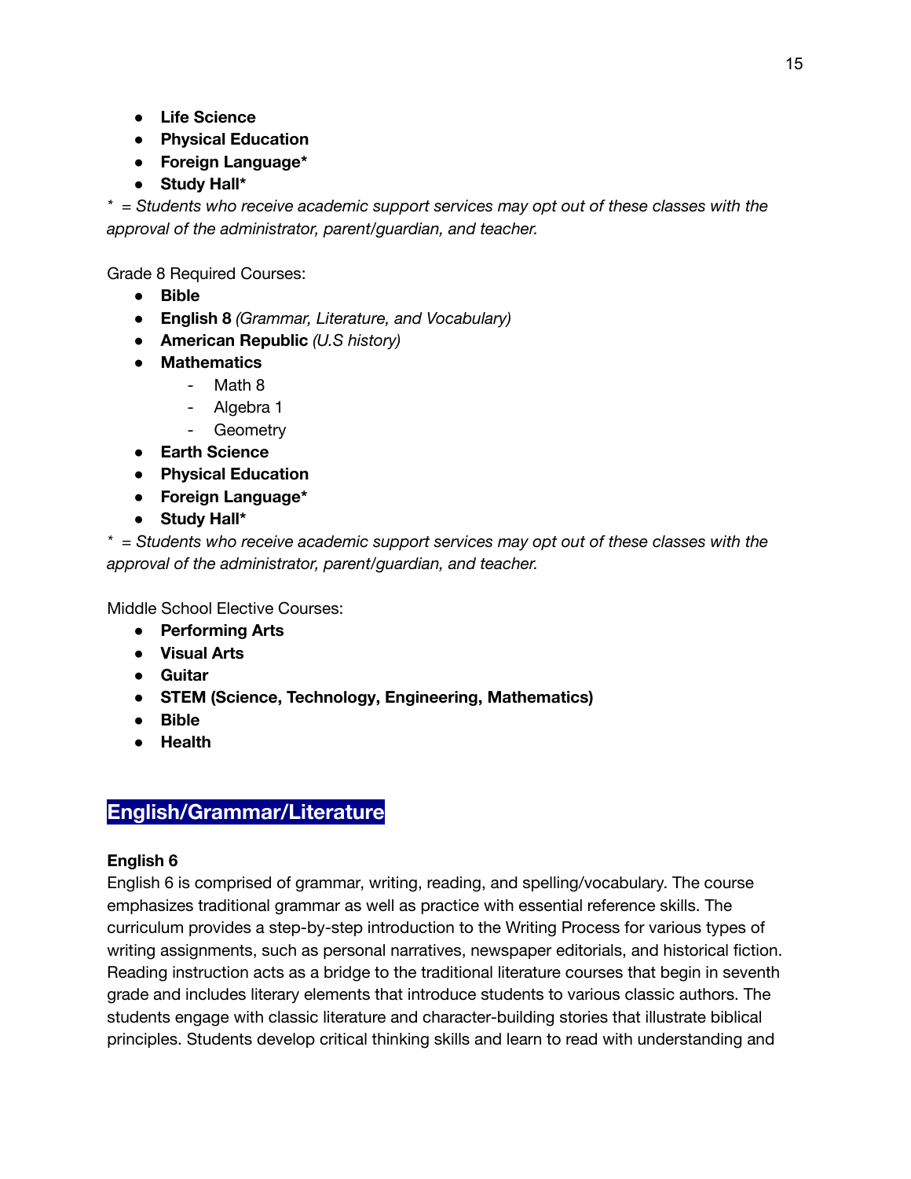- **Life Science**
- **Physical Education**
- **Foreign Language***
- **Study Hall***

*\* = Students who receive academic support services may opt out of these classes with the approval of the administrator, parent/guardian, and teacher.*

Grade 8 Required Courses:

- **Bible**
- **English 8** *(Grammar, Literature, and Vocabulary)*
- **American Republic** *(U.S history)*
- **Mathematics**
    - Math 8
    - Algebra 1
    - Geometry
- **Earth Science**
- **Physical Education**
- **Foreign Language***
- **Study Hall***

*\* = Students who receive academic support services may opt out of these classes with the approval of the administrator, parent/guardian, and teacher.*

Middle School Elective Courses:

- **Performing Arts**
- **Visual Arts**
- **Guitar**
- **STEM (Science, Technology, Engineering, Mathematics)**
- **Bible**
- **Health**

## English/Grammar/Literature

**English 6**

English 6 is comprised of grammar, writing, reading, and spelling/vocabulary. The course emphasizes traditional grammar as well as practice with essential reference skills. The curriculum provides a step-by-step introduction to the Writing Process for various types of writing assignments, such as personal narratives, newspaper editorials, and historical fiction. Reading instruction acts as a bridge to the traditional literature courses that begin in seventh grade and includes literary elements that introduce students to various classic authors. The students engage with classic literature and character-building stories that illustrate biblical principles. Students develop critical thinking skills and learn to read with understanding and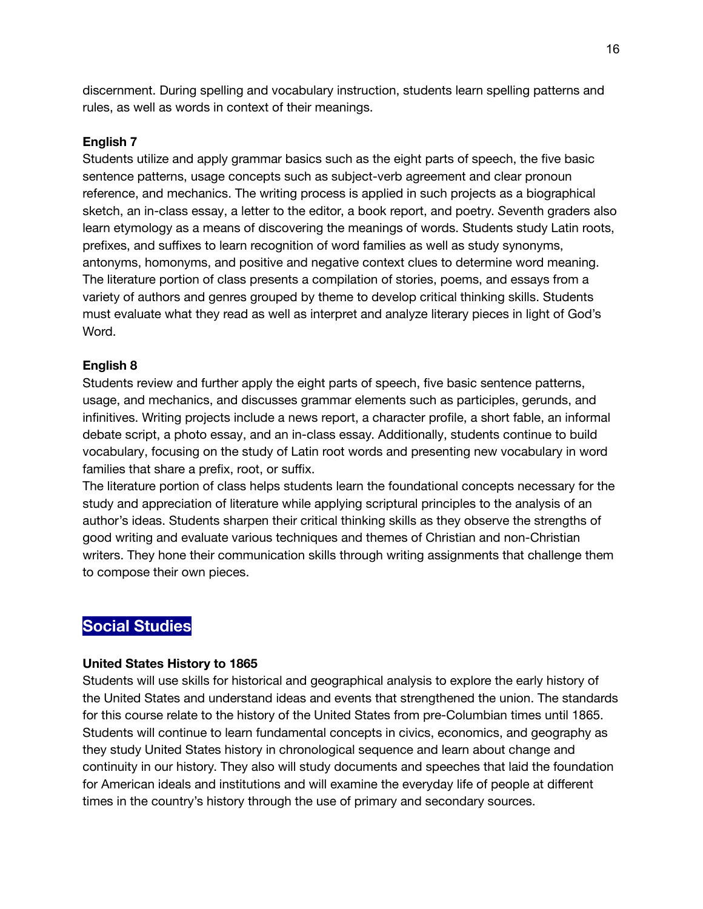discernment. During spelling and vocabulary instruction, students learn spelling patterns and rules, as well as words in context of their meanings.

**English 7**

Students utilize and apply grammar basics such as the eight parts of speech, the five basic sentence patterns, usage concepts such as subject-verb agreement and clear pronoun reference, and mechanics. The writing process is applied in such projects as a biographical sketch, an in-class essay, a letter to the editor, a book report, and poetry. Seventh graders also learn etymology as a means of discovering the meanings of words. Students study Latin roots, prefixes, and suffixes to learn recognition of word families as well as study synonyms, antonyms, homonyms, and positive and negative context clues to determine word meaning. The literature portion of class presents a compilation of stories, poems, and essays from a variety of authors and genres grouped by theme to develop critical thinking skills. Students must evaluate what they read as well as interpret and analyze literary pieces in light of God's Word.

**English 8**

Students review and further apply the eight parts of speech, five basic sentence patterns, usage, and mechanics, and discusses grammar elements such as participles, gerunds, and infinitives. Writing projects include a news report, a character profile, a short fable, an informal debate script, a photo essay, and an in-class essay. Additionally, students continue to build vocabulary, focusing on the study of Latin root words and presenting new vocabulary in word families that share a prefix, root, or suffix.

The literature portion of class helps students learn the foundational concepts necessary for the study and appreciation of literature while applying scriptural principles to the analysis of an author's ideas. Students sharpen their critical thinking skills as they observe the strengths of good writing and evaluate various techniques and themes of Christian and non-Christian writers. They hone their communication skills through writing assignments that challenge them to compose their own pieces.

## Social Studies

**United States History to 1865**

Students will use skills for historical and geographical analysis to explore the early history of the United States and understand ideas and events that strengthened the union. The standards for this course relate to the history of the United States from pre-Columbian times until 1865. Students will continue to learn fundamental concepts in civics, economics, and geography as they study United States history in chronological sequence and learn about change and continuity in our history. They also will study documents and speeches that laid the foundation for American ideals and institutions and will examine the everyday life of people at different times in the country's history through the use of primary and secondary sources.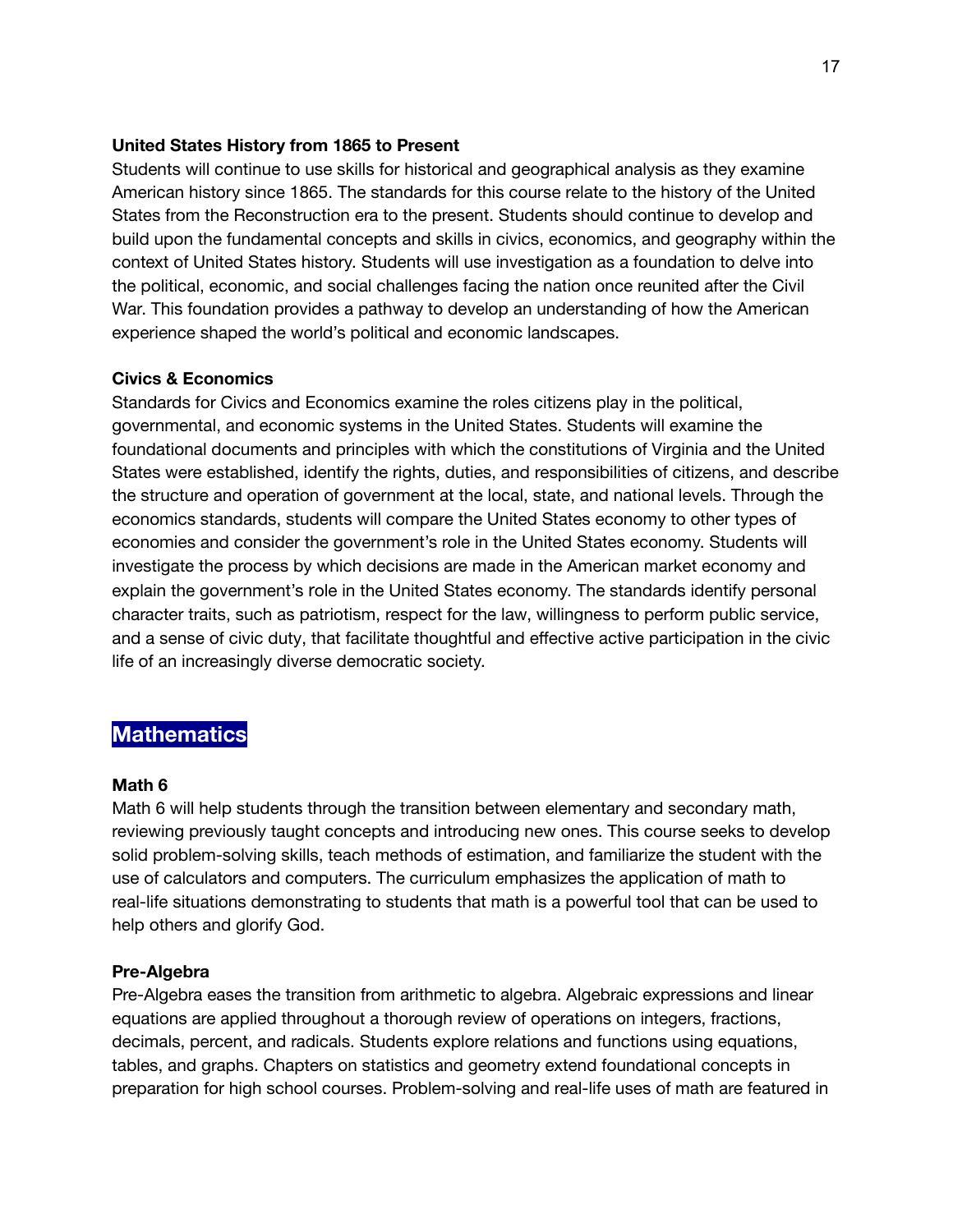### United States History from 1865 to Present

Students will continue to use skills for historical and geographical analysis as they examine American history since 1865. The standards for this course relate to the history of the United States from the Reconstruction era to the present. Students should continue to develop and build upon the fundamental concepts and skills in civics, economics, and geography within the context of United States history. Students will use investigation as a foundation to delve into the political, economic, and social challenges facing the nation once reunited after the Civil War. This foundation provides a pathway to develop an understanding of how the American experience shaped the world's political and economic landscapes.

### Civics & Economics

Standards for Civics and Economics examine the roles citizens play in the political, governmental, and economic systems in the United States. Students will examine the foundational documents and principles with which the constitutions of Virginia and the United States were established, identify the rights, duties, and responsibilities of citizens, and describe the structure and operation of government at the local, state, and national levels. Through the economics standards, students will compare the United States economy to other types of economies and consider the government's role in the United States economy. Students will investigate the process by which decisions are made in the American market economy and explain the government's role in the United States economy. The standards identify personal character traits, such as patriotism, respect for the law, willingness to perform public service, and a sense of civic duty, that facilitate thoughtful and effective active participation in the civic life of an increasingly diverse democratic society.

## Mathematics

### Math 6

Math 6 will help students through the transition between elementary and secondary math, reviewing previously taught concepts and introducing new ones. This course seeks to develop solid problem-solving skills, teach methods of estimation, and familiarize the student with the use of calculators and computers. The curriculum emphasizes the application of math to real-life situations demonstrating to students that math is a powerful tool that can be used to help others and glorify God.

### Pre-Algebra

Pre-Algebra eases the transition from arithmetic to algebra. Algebraic expressions and linear equations are applied throughout a thorough review of operations on integers, fractions, decimals, percent, and radicals. Students explore relations and functions using equations, tables, and graphs. Chapters on statistics and geometry extend foundational concepts in preparation for high school courses. Problem-solving and real-life uses of math are featured in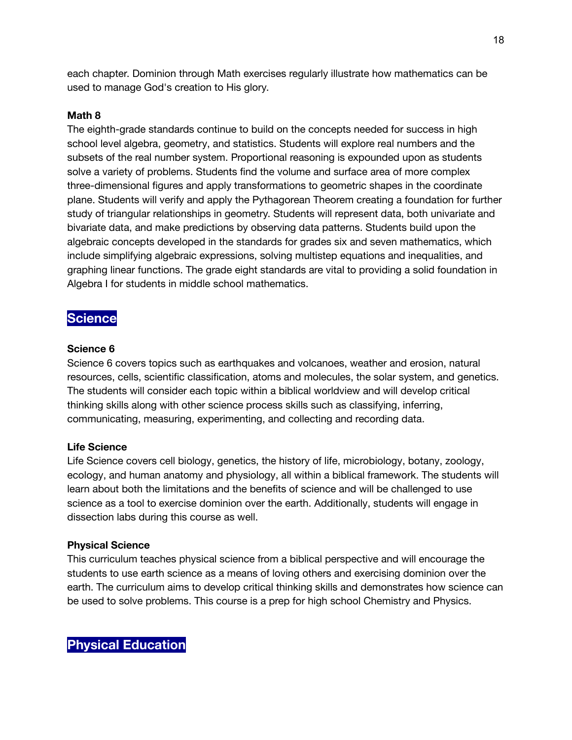each chapter. Dominion through Math exercises regularly illustrate how mathematics can be used to manage God's creation to His glory.

### Math 8

The eighth-grade standards continue to build on the concepts needed for success in high school level algebra, geometry, and statistics. Students will explore real numbers and the subsets of the real number system. Proportional reasoning is expounded upon as students solve a variety of problems. Students find the volume and surface area of more complex three-dimensional figures and apply transformations to geometric shapes in the coordinate plane. Students will verify and apply the Pythagorean Theorem creating a foundation for further study of triangular relationships in geometry. Students will represent data, both univariate and bivariate data, and make predictions by observing data patterns. Students build upon the algebraic concepts developed in the standards for grades six and seven mathematics, which include simplifying algebraic expressions, solving multistep equations and inequalities, and graphing linear functions. The grade eight standards are vital to providing a solid foundation in Algebra I for students in middle school mathematics.

## Science

### Science 6

Science 6 covers topics such as earthquakes and volcanoes, weather and erosion, natural resources, cells, scientific classification, atoms and molecules, the solar system, and genetics. The students will consider each topic within a biblical worldview and will develop critical thinking skills along with other science process skills such as classifying, inferring, communicating, measuring, experimenting, and collecting and recording data.

### Life Science

Life Science covers cell biology, genetics, the history of life, microbiology, botany, zoology, ecology, and human anatomy and physiology, all within a biblical framework. The students will learn about both the limitations and the benefits of science and will be challenged to use science as a tool to exercise dominion over the earth. Additionally, students will engage in dissection labs during this course as well.

### Physical Science

This curriculum teaches physical science from a biblical perspective and will encourage the students to use earth science as a means of loving others and exercising dominion over the earth. The curriculum aims to develop critical thinking skills and demonstrates how science can be used to solve problems. This course is a prep for high school Chemistry and Physics.

## Physical Education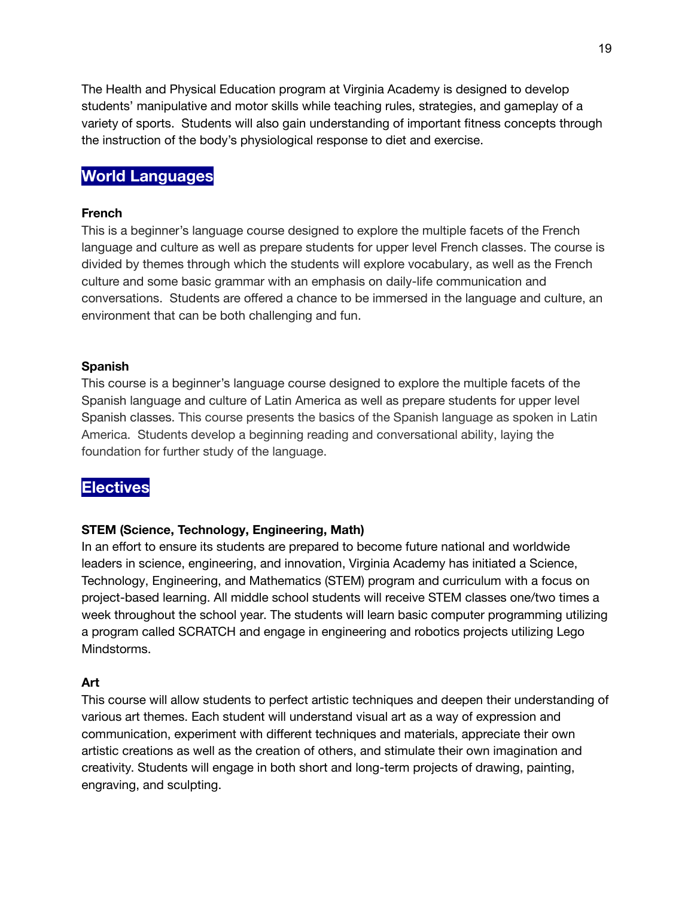The Health and Physical Education program at Virginia Academy is designed to develop students' manipulative and motor skills while teaching rules, strategies, and gameplay of a variety of sports. Students will also gain understanding of important fitness concepts through the instruction of the body's physiological response to diet and exercise.

## World Languages

**French**

This is a beginner's language course designed to explore the multiple facets of the French language and culture as well as prepare students for upper level French classes. The course is divided by themes through which the students will explore vocabulary, as well as the French culture and some basic grammar with an emphasis on daily-life communication and conversations. Students are offered a chance to be immersed in the language and culture, an environment that can be both challenging and fun.

**Spanish**

This course is a beginner's language course designed to explore the multiple facets of the Spanish language and culture of Latin America as well as prepare students for upper level Spanish classes. This course presents the basics of the Spanish language as spoken in Latin America. Students develop a beginning reading and conversational ability, laying the foundation for further study of the language.

## Electives

**STEM (Science, Technology, Engineering, Math)**

In an effort to ensure its students are prepared to become future national and worldwide leaders in science, engineering, and innovation, Virginia Academy has initiated a Science, Technology, Engineering, and Mathematics (STEM) program and curriculum with a focus on project-based learning. All middle school students will receive STEM classes one/two times a week throughout the school year. The students will learn basic computer programming utilizing a program called SCRATCH and engage in engineering and robotics projects utilizing Lego Mindstorms.

**Art**

This course will allow students to perfect artistic techniques and deepen their understanding of various art themes. Each student will understand visual art as a way of expression and communication, experiment with different techniques and materials, appreciate their own artistic creations as well as the creation of others, and stimulate their own imagination and creativity. Students will engage in both short and long-term projects of drawing, painting, engraving, and sculpting.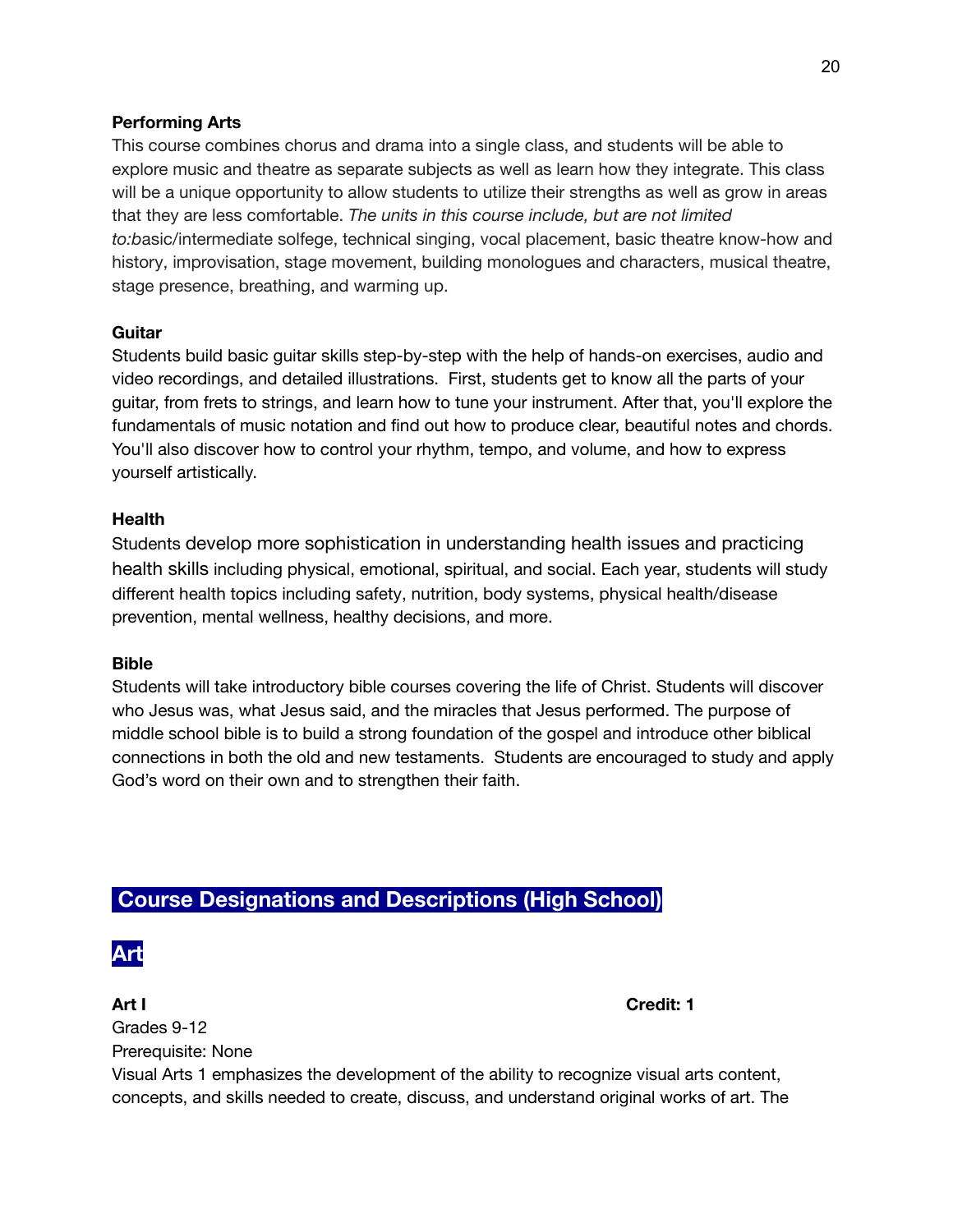**Performing Arts**

This course combines chorus and drama into a single class, and students will be able to explore music and theatre as separate subjects as well as learn how they integrate. This class will be a unique opportunity to allow students to utilize their strengths as well as grow in areas that they are less comfortable. *The units in this course include, but are not limited to:b*asic/intermediate solfege, technical singing, vocal placement, basic theatre know-how and history, improvisation, stage movement, building monologues and characters, musical theatre, stage presence, breathing, and warming up.

**Guitar**

Students build basic guitar skills step-by-step with the help of hands-on exercises, audio and video recordings, and detailed illustrations. First, students get to know all the parts of your guitar, from frets to strings, and learn how to tune your instrument. After that, you'll explore the fundamentals of music notation and find out how to produce clear, beautiful notes and chords. You'll also discover how to control your rhythm, tempo, and volume, and how to express yourself artistically.

**Health**

Students develop more sophistication in understanding health issues and practicing health skills including physical, emotional, spiritual, and social. Each year, students will study different health topics including safety, nutrition, body systems, physical health/disease prevention, mental wellness, healthy decisions, and more.

**Bible**

Students will take introductory bible courses covering the life of Christ. Students will discover who Jesus was, what Jesus said, and the miracles that Jesus performed. The purpose of middle school bible is to build a strong foundation of the gospel and introduce other biblical connections in both the old and new testaments. Students are encouraged to study and apply God's word on their own and to strengthen their faith.

## Course Designations and Descriptions (High School)

## Art

**Art I** **Credit: 1**

Grades 9-12

Prerequisite: None

Visual Arts 1 emphasizes the development of the ability to recognize visual arts content, concepts, and skills needed to create, discuss, and understand original works of art. The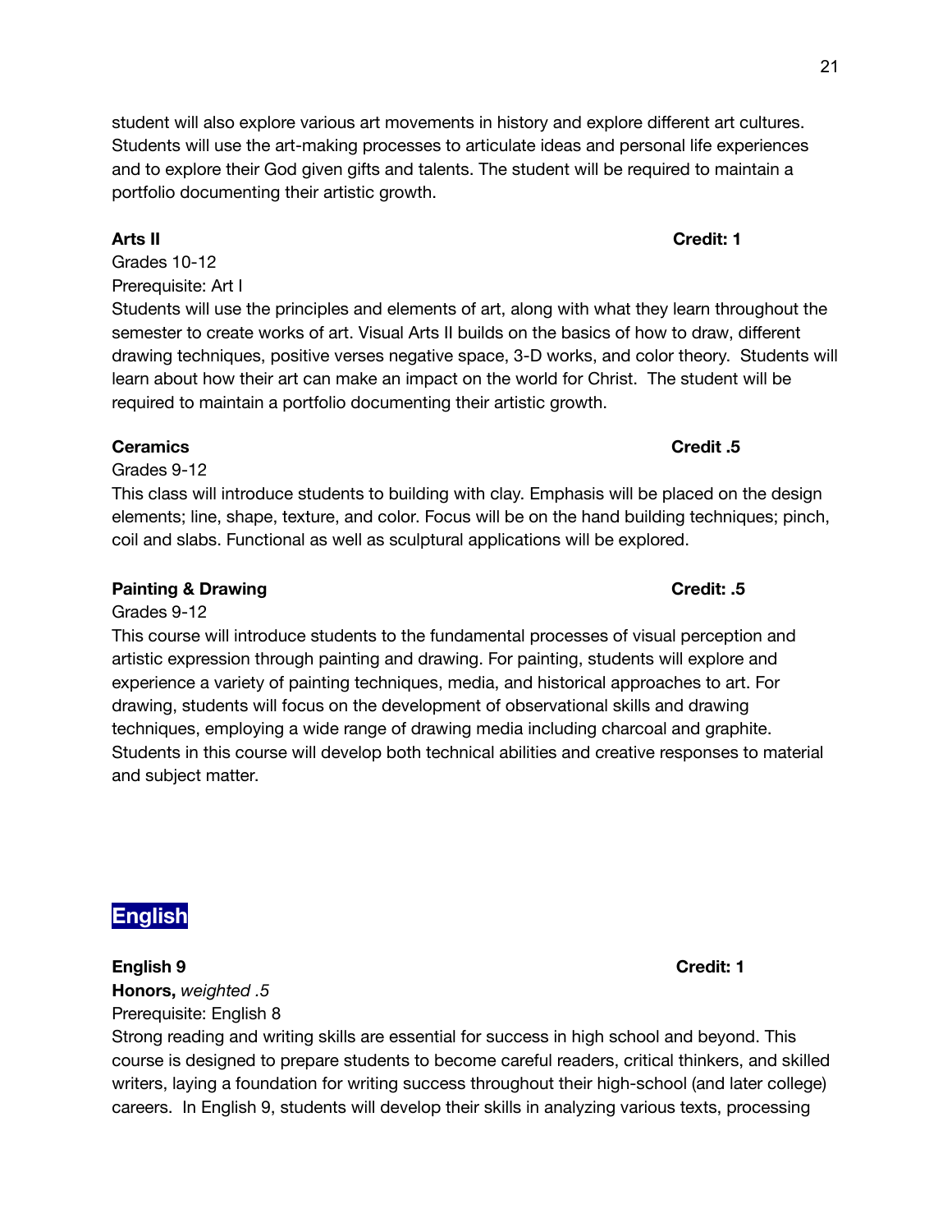student will also explore various art movements in history and explore different art cultures. Students will use the art-making processes to articulate ideas and personal life experiences and to explore their God given gifts and talents. The student will be required to maintain a portfolio documenting their artistic growth.

**Arts II** **Credit: 1**

Grades 10-12

Prerequisite: Art I

Students will use the principles and elements of art, along with what they learn throughout the semester to create works of art. Visual Arts II builds on the basics of how to draw, different drawing techniques, positive verses negative space, 3-D works, and color theory. Students will learn about how their art can make an impact on the world for Christ. The student will be required to maintain a portfolio documenting their artistic growth.

**Ceramics** **Credit .5**

Grades 9-12

This class will introduce students to building with clay. Emphasis will be placed on the design elements; line, shape, texture, and color. Focus will be on the hand building techniques; pinch, coil and slabs. Functional as well as sculptural applications will be explored.

**Painting & Drawing** **Credit: .5**

Grades 9-12

This course will introduce students to the fundamental processes of visual perception and artistic expression through painting and drawing. For painting, students will explore and experience a variety of painting techniques, media, and historical approaches to art. For drawing, students will focus on the development of observational skills and drawing techniques, employing a wide range of drawing media including charcoal and graphite. Students in this course will develop both technical abilities and creative responses to material and subject matter.

## English

**English 9** **Credit: 1**

**Honors,** *weighted .5*

Prerequisite: English 8

Strong reading and writing skills are essential for success in high school and beyond. This course is designed to prepare students to become careful readers, critical thinkers, and skilled writers, laying a foundation for writing success throughout their high-school (and later college) careers. In English 9, students will develop their skills in analyzing various texts, processing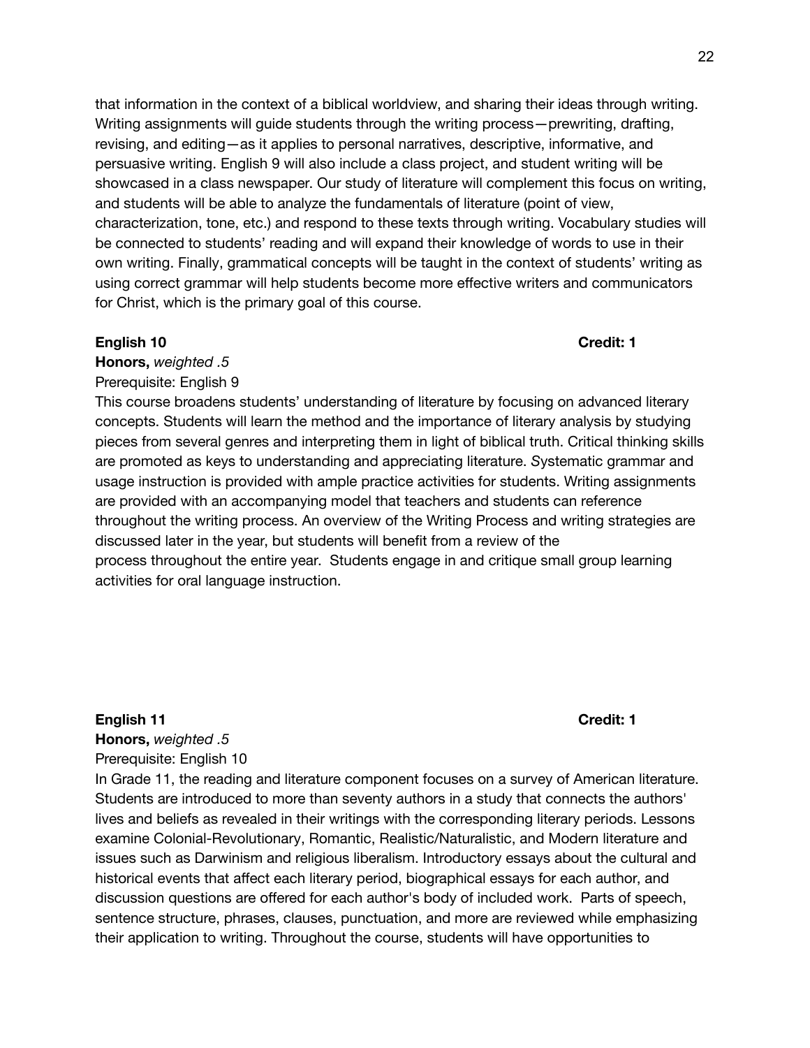that information in the context of a biblical worldview, and sharing their ideas through writing. Writing assignments will guide students through the writing process—prewriting, drafting, revising, and editing—as it applies to personal narratives, descriptive, informative, and persuasive writing. English 9 will also include a class project, and student writing will be showcased in a class newspaper. Our study of literature will complement this focus on writing, and students will be able to analyze the fundamentals of literature (point of view, characterization, tone, etc.) and respond to these texts through writing. Vocabulary studies will be connected to students' reading and will expand their knowledge of words to use in their own writing. Finally, grammatical concepts will be taught in the context of students' writing as using correct grammar will help students become more effective writers and communicators for Christ, which is the primary goal of this course.

**English 10** **Credit: 1**

**Honors,** *weighted .5*

Prerequisite: English 9

This course broadens students' understanding of literature by focusing on advanced literary concepts. Students will learn the method and the importance of literary analysis by studying pieces from several genres and interpreting them in light of biblical truth. Critical thinking skills are promoted as keys to understanding and appreciating literature. Systematic grammar and usage instruction is provided with ample practice activities for students. Writing assignments are provided with an accompanying model that teachers and students can reference throughout the writing process. An overview of the Writing Process and writing strategies are discussed later in the year, but students will benefit from a review of the process throughout the entire year. Students engage in and critique small group learning activities for oral language instruction.

**English 11** **Credit: 1**

**Honors,** *weighted .5*

Prerequisite: English 10

In Grade 11, the reading and literature component focuses on a survey of American literature. Students are introduced to more than seventy authors in a study that connects the authors' lives and beliefs as revealed in their writings with the corresponding literary periods. Lessons examine Colonial-Revolutionary, Romantic, Realistic/Naturalistic, and Modern literature and issues such as Darwinism and religious liberalism. Introductory essays about the cultural and historical events that affect each literary period, biographical essays for each author, and discussion questions are offered for each author's body of included work. Parts of speech, sentence structure, phrases, clauses, punctuation, and more are reviewed while emphasizing their application to writing. Throughout the course, students will have opportunities to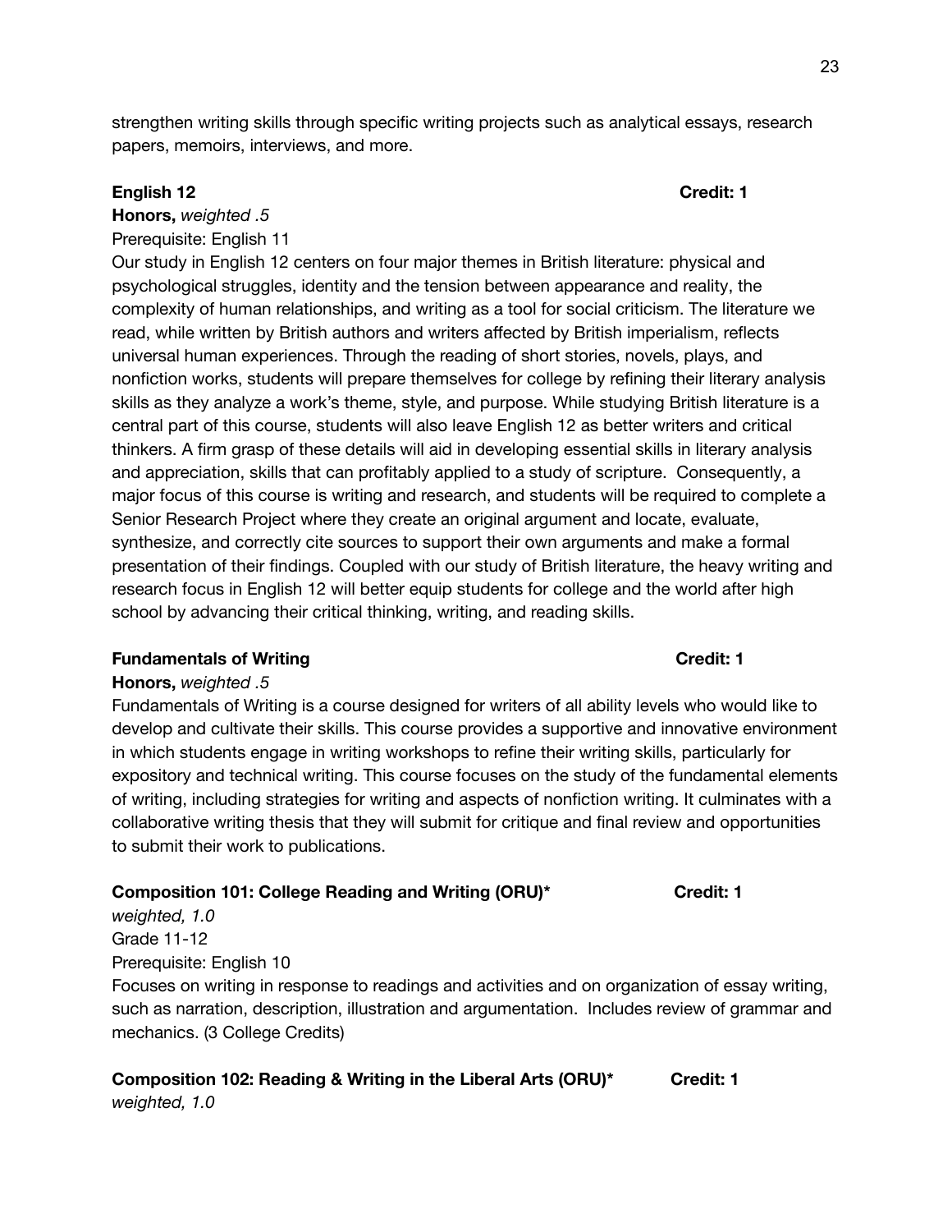strengthen writing skills through specific writing projects such as analytical essays, research papers, memoirs, interviews, and more.

**English 12** **Credit: 1**

**Honors,** *weighted .5*

Prerequisite: English 11

Our study in English 12 centers on four major themes in British literature: physical and psychological struggles, identity and the tension between appearance and reality, the complexity of human relationships, and writing as a tool for social criticism. The literature we read, while written by British authors and writers affected by British imperialism, reflects universal human experiences. Through the reading of short stories, novels, plays, and nonfiction works, students will prepare themselves for college by refining their literary analysis skills as they analyze a work's theme, style, and purpose. While studying British literature is a central part of this course, students will also leave English 12 as better writers and critical thinkers. A firm grasp of these details will aid in developing essential skills in literary analysis and appreciation, skills that can profitably applied to a study of scripture. Consequently, a major focus of this course is writing and research, and students will be required to complete a Senior Research Project where they create an original argument and locate, evaluate, synthesize, and correctly cite sources to support their own arguments and make a formal presentation of their findings. Coupled with our study of British literature, the heavy writing and research focus in English 12 will better equip students for college and the world after high school by advancing their critical thinking, writing, and reading skills.

**Fundamentals of Writing** **Credit: 1**

**Honors,** *weighted .5*

Fundamentals of Writing is a course designed for writers of all ability levels who would like to develop and cultivate their skills. This course provides a supportive and innovative environment in which students engage in writing workshops to refine their writing skills, particularly for expository and technical writing. This course focuses on the study of the fundamental elements of writing, including strategies for writing and aspects of nonfiction writing. It culminates with a collaborative writing thesis that they will submit for critique and final review and opportunities to submit their work to publications.

**Composition 101: College Reading and Writing (ORU)*** **Credit: 1**

*weighted, 1.0*

Grade 11-12

Prerequisite: English 10

Focuses on writing in response to readings and activities and on organization of essay writing, such as narration, description, illustration and argumentation. Includes review of grammar and mechanics. (3 College Credits)

**Composition 102: Reading & Writing in the Liberal Arts (ORU)*** **Credit: 1**

*weighted, 1.0*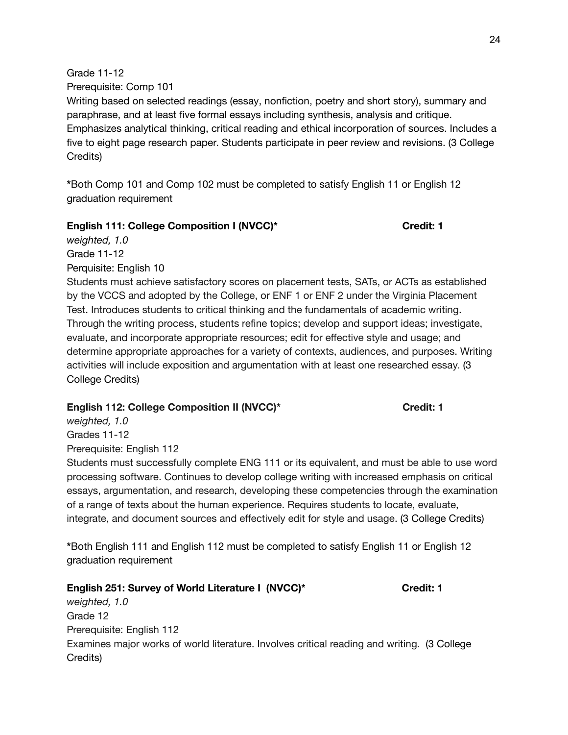Grade 11-12

Prerequisite: Comp 101

Writing based on selected readings (essay, nonfiction, poetry and short story), summary and paraphrase, and at least five formal essays including synthesis, analysis and critique. Emphasizes analytical thinking, critical reading and ethical incorporation of sources. Includes a five to eight page research paper. Students participate in peer review and revisions. (3 College Credits)

**\***Both Comp 101 and Comp 102 must be completed to satisfy English 11 or English 12 graduation requirement

**English 111: College Composition I (NVCC)\*** **Credit: 1**

*weighted, 1.0*

Grade 11-12

Perquisite: English 10

Students must achieve satisfactory scores on placement tests, SATs, or ACTs as established by the VCCS and adopted by the College, or ENF 1 or ENF 2 under the Virginia Placement Test. Introduces students to critical thinking and the fundamentals of academic writing. Through the writing process, students refine topics; develop and support ideas; investigate, evaluate, and incorporate appropriate resources; edit for effective style and usage; and determine appropriate approaches for a variety of contexts, audiences, and purposes. Writing activities will include exposition and argumentation with at least one researched essay. (3 College Credits)

**English 112: College Composition II (NVCC)\*** **Credit: 1**

*weighted, 1.0*

Grades 11-12

Prerequisite: English 112

Students must successfully complete ENG 111 or its equivalent, and must be able to use word processing software. Continues to develop college writing with increased emphasis on critical essays, argumentation, and research, developing these competencies through the examination of a range of texts about the human experience. Requires students to locate, evaluate, integrate, and document sources and effectively edit for style and usage. (3 College Credits)

**\***Both English 111 and English 112 must be completed to satisfy English 11 or English 12 graduation requirement

**English 251: Survey of World Literature I (NVCC)\*** **Credit: 1**

*weighted, 1.0*

Grade 12

Prerequisite: English 112

Examines major works of world literature. Involves critical reading and writing. (3 College Credits)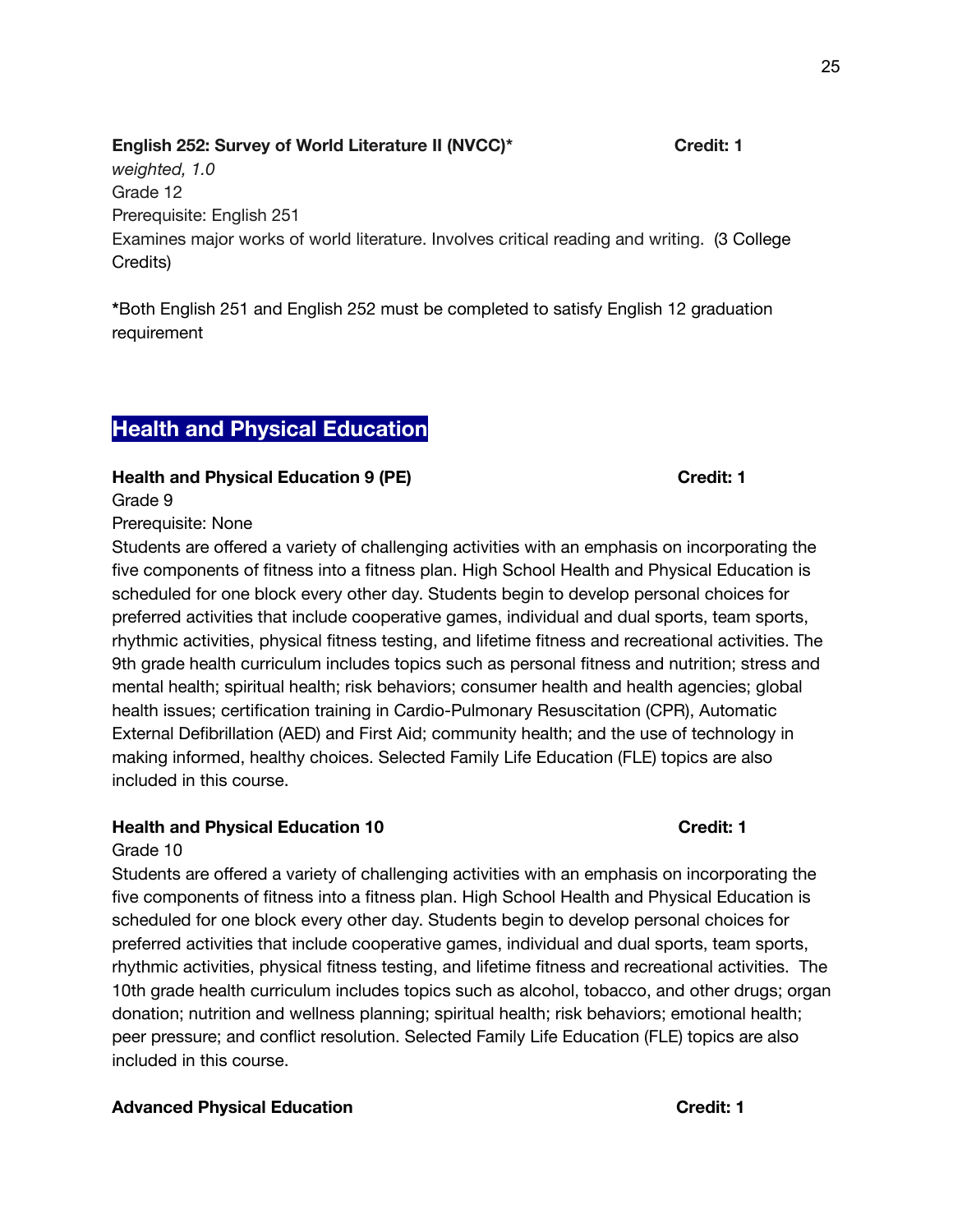**English 252: Survey of World Literature II (NVCC)*** **Credit: 1**
*weighted, 1.0*
Grade 12
Prerequisite: English 251
Examines major works of world literature. Involves critical reading and writing. (3 College Credits)

***Both English 251 and English 252 must be completed to satisfy English 12 graduation requirement**

## Health and Physical Education

**Health and Physical Education 9 (PE)** **Credit: 1**
Grade 9
Prerequisite: None
Students are offered a variety of challenging activities with an emphasis on incorporating the five components of fitness into a fitness plan. High School Health and Physical Education is scheduled for one block every other day. Students begin to develop personal choices for preferred activities that include cooperative games, individual and dual sports, team sports, rhythmic activities, physical fitness testing, and lifetime fitness and recreational activities. The 9th grade health curriculum includes topics such as personal fitness and nutrition; stress and mental health; spiritual health; risk behaviors; consumer health and health agencies; global health issues; certification training in Cardio-Pulmonary Resuscitation (CPR), Automatic External Defibrillation (AED) and First Aid; community health; and the use of technology in making informed, healthy choices. Selected Family Life Education (FLE) topics are also included in this course.

**Health and Physical Education 10** **Credit: 1**
Grade 10
Students are offered a variety of challenging activities with an emphasis on incorporating the five components of fitness into a fitness plan. High School Health and Physical Education is scheduled for one block every other day. Students begin to develop personal choices for preferred activities that include cooperative games, individual and dual sports, team sports, rhythmic activities, physical fitness testing, and lifetime fitness and recreational activities. The 10th grade health curriculum includes topics such as alcohol, tobacco, and other drugs; organ donation; nutrition and wellness planning; spiritual health; risk behaviors; emotional health; peer pressure; and conflict resolution. Selected Family Life Education (FLE) topics are also included in this course.

**Advanced Physical Education** **Credit: 1**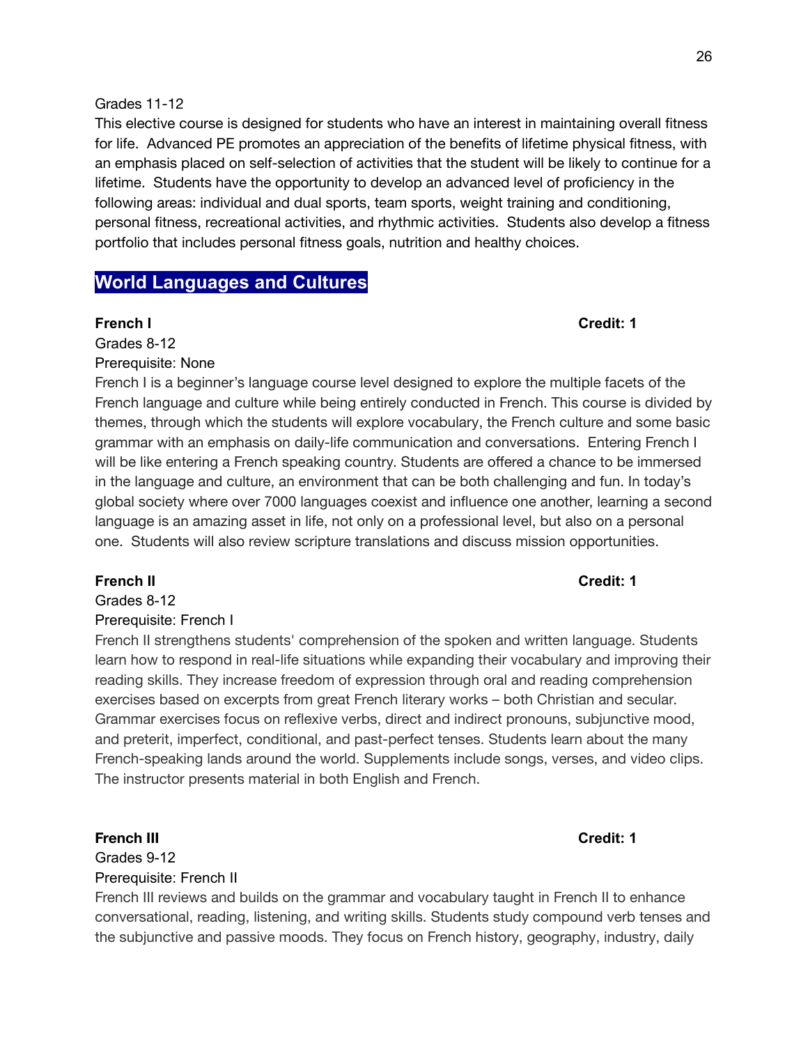Grades 11-12

This elective course is designed for students who have an interest in maintaining overall fitness for life. Advanced PE promotes an appreciation of the benefits of lifetime physical fitness, with an emphasis placed on self-selection of activities that the student will be likely to continue for a lifetime. Students have the opportunity to develop an advanced level of proficiency in the following areas: individual and dual sports, team sports, weight training and conditioning, personal fitness, recreational activities, and rhythmic activities. Students also develop a fitness portfolio that includes personal fitness goals, nutrition and healthy choices.

## World Languages and Cultures

**French I** **Credit: 1**

Grades 8-12

Prerequisite: None

French I is a beginner's language course level designed to explore the multiple facets of the French language and culture while being entirely conducted in French. This course is divided by themes, through which the students will explore vocabulary, the French culture and some basic grammar with an emphasis on daily-life communication and conversations. Entering French I will be like entering a French speaking country. Students are offered a chance to be immersed in the language and culture, an environment that can be both challenging and fun. In today's global society where over 7000 languages coexist and influence one another, learning a second language is an amazing asset in life, not only on a professional level, but also on a personal one. Students will also review scripture translations and discuss mission opportunities.

**French II** **Credit: 1**

Grades 8-12

Prerequisite: French I

French II strengthens students' comprehension of the spoken and written language. Students learn how to respond in real-life situations while expanding their vocabulary and improving their reading skills. They increase freedom of expression through oral and reading comprehension exercises based on excerpts from great French literary works – both Christian and secular. Grammar exercises focus on reflexive verbs, direct and indirect pronouns, subjunctive mood, and preterit, imperfect, conditional, and past-perfect tenses. Students learn about the many French-speaking lands around the world. Supplements include songs, verses, and video clips. The instructor presents material in both English and French.

**French III** **Credit: 1**

Grades 9-12

Prerequisite: French II

French III reviews and builds on the grammar and vocabulary taught in French II to enhance conversational, reading, listening, and writing skills. Students study compound verb tenses and the subjunctive and passive moods. They focus on French history, geography, industry, daily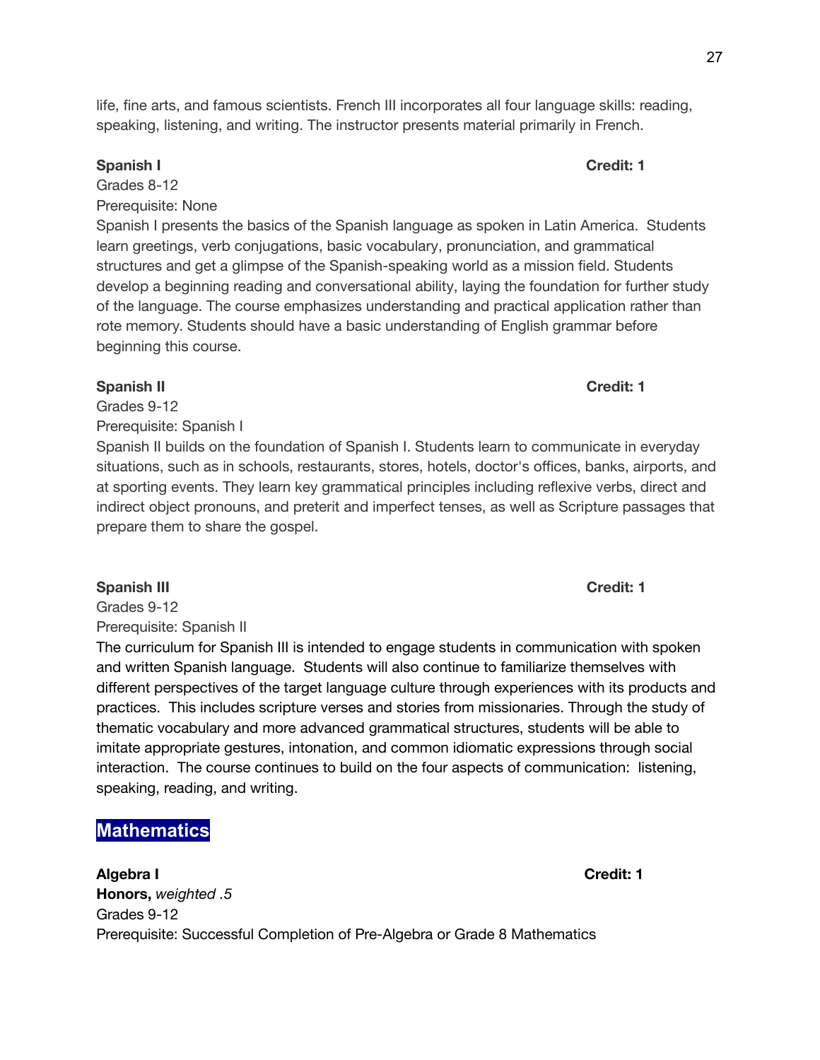life, fine arts, and famous scientists. French III incorporates all four language skills: reading, speaking, listening, and writing. The instructor presents material primarily in French.

**Spanish I** **Credit: 1**

Grades 8-12

Prerequisite: None

Spanish I presents the basics of the Spanish language as spoken in Latin America. Students learn greetings, verb conjugations, basic vocabulary, pronunciation, and grammatical structures and get a glimpse of the Spanish-speaking world as a mission field. Students develop a beginning reading and conversational ability, laying the foundation for further study of the language. The course emphasizes understanding and practical application rather than rote memory. Students should have a basic understanding of English grammar before beginning this course.

**Spanish II** **Credit: 1**

Grades 9-12

Prerequisite: Spanish I

Spanish II builds on the foundation of Spanish I. Students learn to communicate in everyday situations, such as in schools, restaurants, stores, hotels, doctor's offices, banks, airports, and at sporting events. They learn key grammatical principles including reflexive verbs, direct and indirect object pronouns, and preterit and imperfect tenses, as well as Scripture passages that prepare them to share the gospel.

**Spanish III** **Credit: 1**

Grades 9-12

Prerequisite: Spanish II

The curriculum for Spanish III is intended to engage students in communication with spoken and written Spanish language. Students will also continue to familiarize themselves with different perspectives of the target language culture through experiences with its products and practices. This includes scripture verses and stories from missionaries. Through the study of thematic vocabulary and more advanced grammatical structures, students will be able to imitate appropriate gestures, intonation, and common idiomatic expressions through social interaction. The course continues to build on the four aspects of communication: listening, speaking, reading, and writing.

## Mathematics

**Algebra I** **Credit: 1**

**Honors,** *weighted .5*

Grades 9-12

Prerequisite: Successful Completion of Pre-Algebra or Grade 8 Mathematics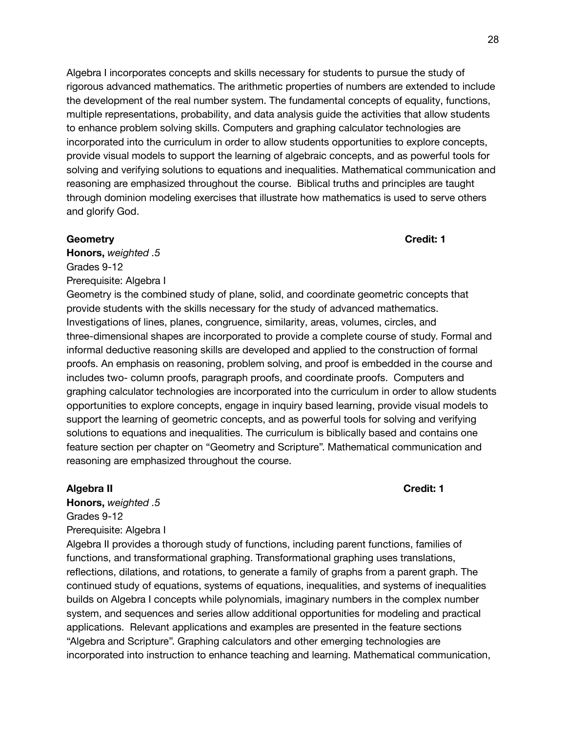Algebra I incorporates concepts and skills necessary for students to pursue the study of rigorous advanced mathematics. The arithmetic properties of numbers are extended to include the development of the real number system. The fundamental concepts of equality, functions, multiple representations, probability, and data analysis guide the activities that allow students to enhance problem solving skills. Computers and graphing calculator technologies are incorporated into the curriculum in order to allow students opportunities to explore concepts, provide visual models to support the learning of algebraic concepts, and as powerful tools for solving and verifying solutions to equations and inequalities. Mathematical communication and reasoning are emphasized throughout the course. Biblical truths and principles are taught through dominion modeling exercises that illustrate how mathematics is used to serve others and glorify God.

**Geometry** **Credit: 1**

**Honors,** *weighted .5*

Grades 9-12

Prerequisite: Algebra I

Geometry is the combined study of plane, solid, and coordinate geometric concepts that provide students with the skills necessary for the study of advanced mathematics. Investigations of lines, planes, congruence, similarity, areas, volumes, circles, and three-dimensional shapes are incorporated to provide a complete course of study. Formal and informal deductive reasoning skills are developed and applied to the construction of formal proofs. An emphasis on reasoning, problem solving, and proof is embedded in the course and includes two- column proofs, paragraph proofs, and coordinate proofs. Computers and graphing calculator technologies are incorporated into the curriculum in order to allow students opportunities to explore concepts, engage in inquiry based learning, provide visual models to support the learning of geometric concepts, and as powerful tools for solving and verifying solutions to equations and inequalities. The curriculum is biblically based and contains one feature section per chapter on "Geometry and Scripture". Mathematical communication and reasoning are emphasized throughout the course.

**Algebra II** **Credit: 1**

**Honors,** *weighted .5*

Grades 9-12

Prerequisite: Algebra I

Algebra II provides a thorough study of functions, including parent functions, families of functions, and transformational graphing. Transformational graphing uses translations, reflections, dilations, and rotations, to generate a family of graphs from a parent graph. The continued study of equations, systems of equations, inequalities, and systems of inequalities builds on Algebra I concepts while polynomials, imaginary numbers in the complex number system, and sequences and series allow additional opportunities for modeling and practical applications. Relevant applications and examples are presented in the feature sections "Algebra and Scripture". Graphing calculators and other emerging technologies are incorporated into instruction to enhance teaching and learning. Mathematical communication,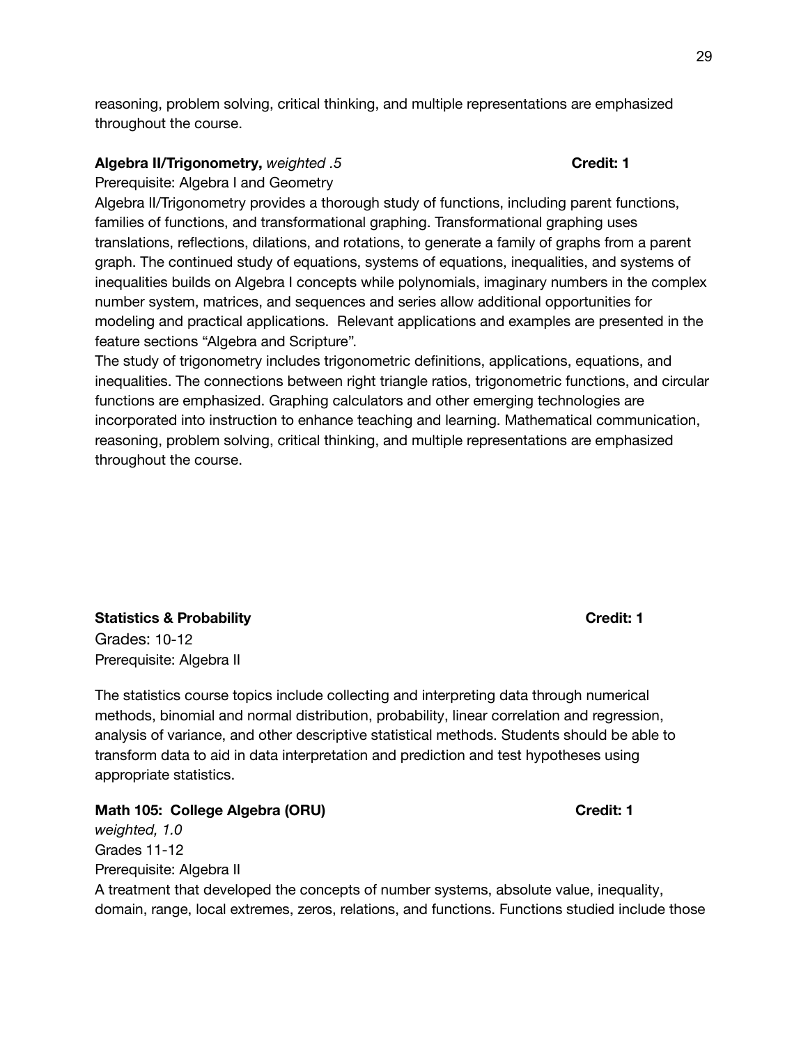reasoning, problem solving, critical thinking, and multiple representations are emphasized throughout the course.

**Algebra II/Trigonometry,** *weighted .5* **Credit: 1**

Prerequisite: Algebra I and Geometry

Algebra II/Trigonometry provides a thorough study of functions, including parent functions, families of functions, and transformational graphing. Transformational graphing uses translations, reflections, dilations, and rotations, to generate a family of graphs from a parent graph. The continued study of equations, systems of equations, inequalities, and systems of inequalities builds on Algebra I concepts while polynomials, imaginary numbers in the complex number system, matrices, and sequences and series allow additional opportunities for modeling and practical applications. Relevant applications and examples are presented in the feature sections "Algebra and Scripture".

The study of trigonometry includes trigonometric definitions, applications, equations, and inequalities. The connections between right triangle ratios, trigonometric functions, and circular functions are emphasized. Graphing calculators and other emerging technologies are incorporated into instruction to enhance teaching and learning. Mathematical communication, reasoning, problem solving, critical thinking, and multiple representations are emphasized throughout the course.

**Statistics & Probability** **Credit: 1**

Grades: 10-12

Prerequisite: Algebra II

The statistics course topics include collecting and interpreting data through numerical methods, binomial and normal distribution, probability, linear correlation and regression, analysis of variance, and other descriptive statistical methods. Students should be able to transform data to aid in data interpretation and prediction and test hypotheses using appropriate statistics.

**Math 105: College Algebra (ORU)** **Credit: 1**

*weighted, 1.0*

Grades 11-12

Prerequisite: Algebra II

A treatment that developed the concepts of number systems, absolute value, inequality, domain, range, local extremes, zeros, relations, and functions. Functions studied include those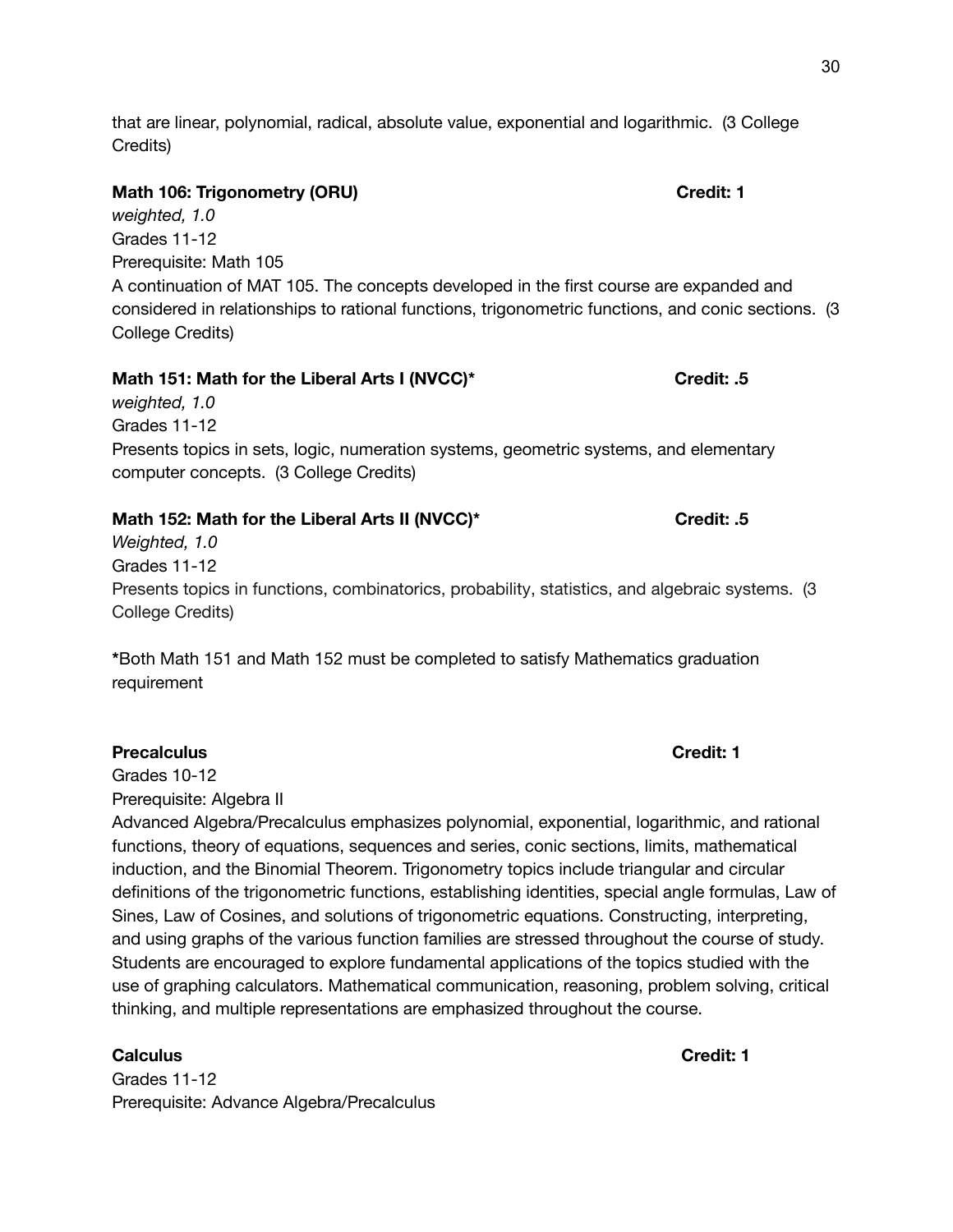that are linear, polynomial, radical, absolute value, exponential and logarithmic. (3 College Credits)

**Math 106: Trigonometry (ORU)** **Credit: 1**

*weighted, 1.0*

Grades 11-12

Prerequisite: Math 105

A continuation of MAT 105. The concepts developed in the first course are expanded and considered in relationships to rational functions, trigonometric functions, and conic sections. (3 College Credits)

**Math 151: Math for the Liberal Arts I (NVCC)*** **Credit: .5**

*weighted, 1.0*

Grades 11-12

Presents topics in sets, logic, numeration systems, geometric systems, and elementary computer concepts. (3 College Credits)

**Math 152: Math for the Liberal Arts II (NVCC)*** **Credit: .5**

*Weighted, 1.0*

Grades 11-12

Presents topics in functions, combinatorics, probability, statistics, and algebraic systems. (3 College Credits)

**\***Both Math 151 and Math 152 must be completed to satisfy Mathematics graduation requirement

**Precalculus** **Credit: 1**

Grades 10-12

Prerequisite: Algebra II

Advanced Algebra/Precalculus emphasizes polynomial, exponential, logarithmic, and rational functions, theory of equations, sequences and series, conic sections, limits, mathematical induction, and the Binomial Theorem. Trigonometry topics include triangular and circular definitions of the trigonometric functions, establishing identities, special angle formulas, Law of Sines, Law of Cosines, and solutions of trigonometric equations. Constructing, interpreting, and using graphs of the various function families are stressed throughout the course of study. Students are encouraged to explore fundamental applications of the topics studied with the use of graphing calculators. Mathematical communication, reasoning, problem solving, critical thinking, and multiple representations are emphasized throughout the course.

**Calculus** **Credit: 1**

Grades 11-12

Prerequisite: Advance Algebra/Precalculus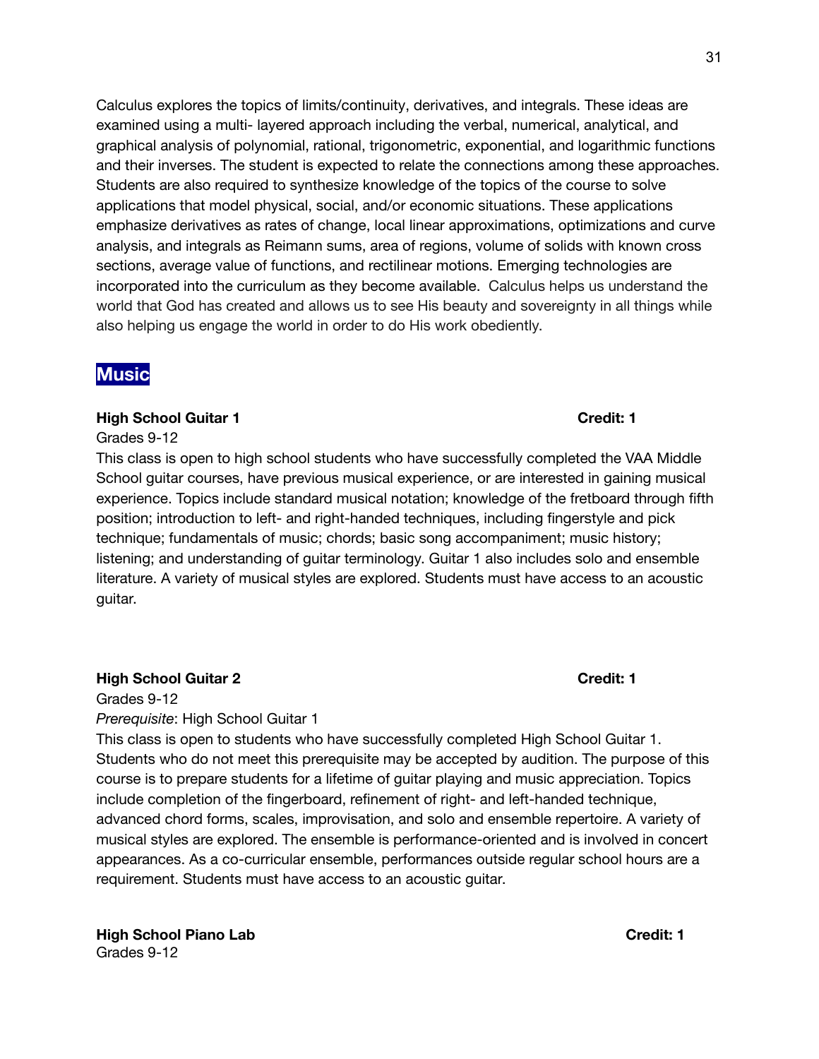Calculus explores the topics of limits/continuity, derivatives, and integrals. These ideas are examined using a multi- layered approach including the verbal, numerical, analytical, and graphical analysis of polynomial, rational, trigonometric, exponential, and logarithmic functions and their inverses. The student is expected to relate the connections among these approaches. Students are also required to synthesize knowledge of the topics of the course to solve applications that model physical, social, and/or economic situations. These applications emphasize derivatives as rates of change, local linear approximations, optimizations and curve analysis, and integrals as Reimann sums, area of regions, volume of solids with known cross sections, average value of functions, and rectilinear motions. Emerging technologies are incorporated into the curriculum as they become available. Calculus helps us understand the world that God has created and allows us to see His beauty and sovereignty in all things while also helping us engage the world in order to do His work obediently.

## Music

**High School Guitar 1** **Credit: 1**

Grades 9-12

This class is open to high school students who have successfully completed the VAA Middle School guitar courses, have previous musical experience, or are interested in gaining musical experience. Topics include standard musical notation; knowledge of the fretboard through fifth position; introduction to left- and right-handed techniques, including fingerstyle and pick technique; fundamentals of music; chords; basic song accompaniment; music history; listening; and understanding of guitar terminology. Guitar 1 also includes solo and ensemble literature. A variety of musical styles are explored. Students must have access to an acoustic guitar.

**High School Guitar 2** **Credit: 1**

Grades 9-12

*Prerequisite*: High School Guitar 1

This class is open to students who have successfully completed High School Guitar 1. Students who do not meet this prerequisite may be accepted by audition. The purpose of this course is to prepare students for a lifetime of guitar playing and music appreciation. Topics include completion of the fingerboard, refinement of right- and left-handed technique, advanced chord forms, scales, improvisation, and solo and ensemble repertoire. A variety of musical styles are explored. The ensemble is performance-oriented and is involved in concert appearances. As a co-curricular ensemble, performances outside regular school hours are a requirement. Students must have access to an acoustic guitar.

**High School Piano Lab** **Credit: 1**

Grades 9-12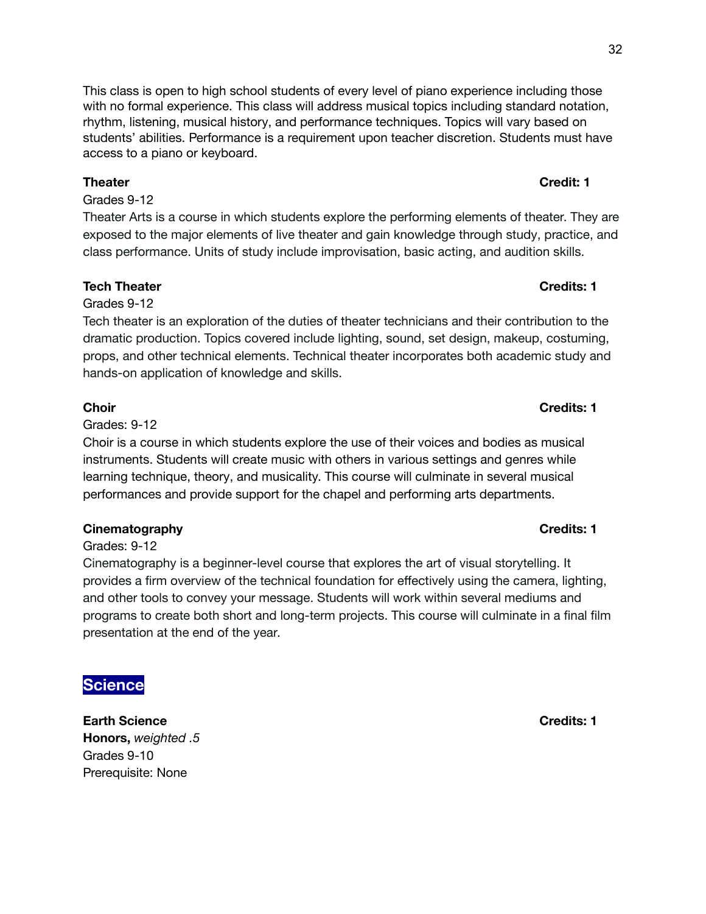This class is open to high school students of every level of piano experience including those with no formal experience. This class will address musical topics including standard notation, rhythm, listening, musical history, and performance techniques. Topics will vary based on students' abilities. Performance is a requirement upon teacher discretion. Students must have access to a piano or keyboard.

**Theater** **Credit: 1**

Grades 9-12

Theater Arts is a course in which students explore the performing elements of theater. They are exposed to the major elements of live theater and gain knowledge through study, practice, and class performance. Units of study include improvisation, basic acting, and audition skills.

**Tech Theater** **Credits: 1**

Grades 9-12

Tech theater is an exploration of the duties of theater technicians and their contribution to the dramatic production. Topics covered include lighting, sound, set design, makeup, costuming, props, and other technical elements. Technical theater incorporates both academic study and hands-on application of knowledge and skills.

**Choir** **Credits: 1**

Grades: 9-12

Choir is a course in which students explore the use of their voices and bodies as musical instruments. Students will create music with others in various settings and genres while learning technique, theory, and musicality. This course will culminate in several musical performances and provide support for the chapel and performing arts departments.

**Cinematography** **Credits: 1**

Grades: 9-12

Cinematography is a beginner-level course that explores the art of visual storytelling. It provides a firm overview of the technical foundation for effectively using the camera, lighting, and other tools to convey your message. Students will work within several mediums and programs to create both short and long-term projects. This course will culminate in a final film presentation at the end of the year.

## Science

**Earth Science** **Credits: 1**

**Honors,** *weighted .5*

Grades 9-10

Prerequisite: None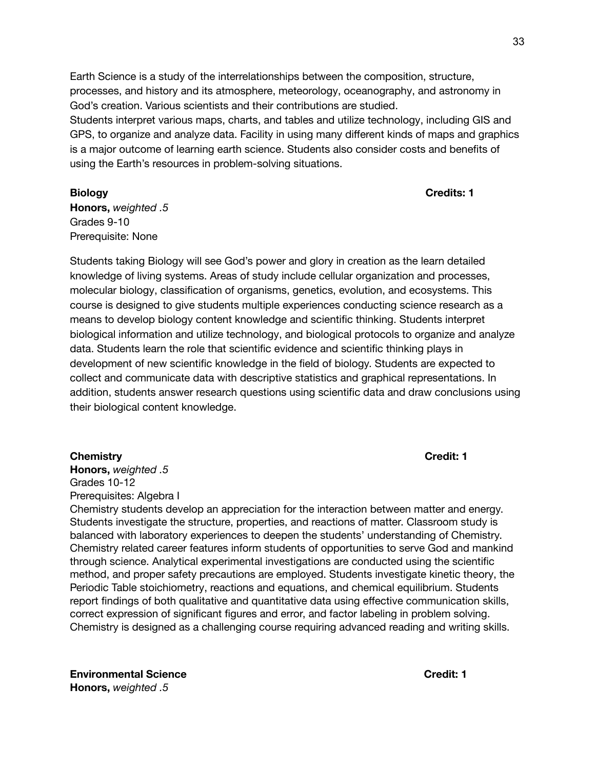Earth Science is a study of the interrelationships between the composition, structure, processes, and history and its atmosphere, meteorology, oceanography, and astronomy in God's creation. Various scientists and their contributions are studied.
Students interpret various maps, charts, and tables and utilize technology, including GIS and GPS, to organize and analyze data. Facility in using many different kinds of maps and graphics is a major outcome of learning earth science. Students also consider costs and benefits of using the Earth's resources in problem-solving situations.

**Biology** **Credits: 1**
**Honors,** *weighted .5*
Grades 9-10
Prerequisite: None

Students taking Biology will see God's power and glory in creation as the learn detailed knowledge of living systems. Areas of study include cellular organization and processes, molecular biology, classification of organisms, genetics, evolution, and ecosystems. This course is designed to give students multiple experiences conducting science research as a means to develop biology content knowledge and scientific thinking. Students interpret biological information and utilize technology, and biological protocols to organize and analyze data. Students learn the role that scientific evidence and scientific thinking plays in development of new scientific knowledge in the field of biology. Students are expected to collect and communicate data with descriptive statistics and graphical representations. In addition, students answer research questions using scientific data and draw conclusions using their biological content knowledge.

**Chemistry** **Credit: 1**
**Honors,** *weighted .5*
Grades 10-12
Prerequisites: Algebra I
Chemistry students develop an appreciation for the interaction between matter and energy. Students investigate the structure, properties, and reactions of matter. Classroom study is balanced with laboratory experiences to deepen the students' understanding of Chemistry. Chemistry related career features inform students of opportunities to serve God and mankind through science. Analytical experimental investigations are conducted using the scientific method, and proper safety precautions are employed. Students investigate kinetic theory, the Periodic Table stoichiometry, reactions and equations, and chemical equilibrium. Students report findings of both qualitative and quantitative data using effective communication skills, correct expression of significant figures and error, and factor labeling in problem solving. Chemistry is designed as a challenging course requiring advanced reading and writing skills.

**Environmental Science** **Credit: 1**
**Honors,** *weighted .5*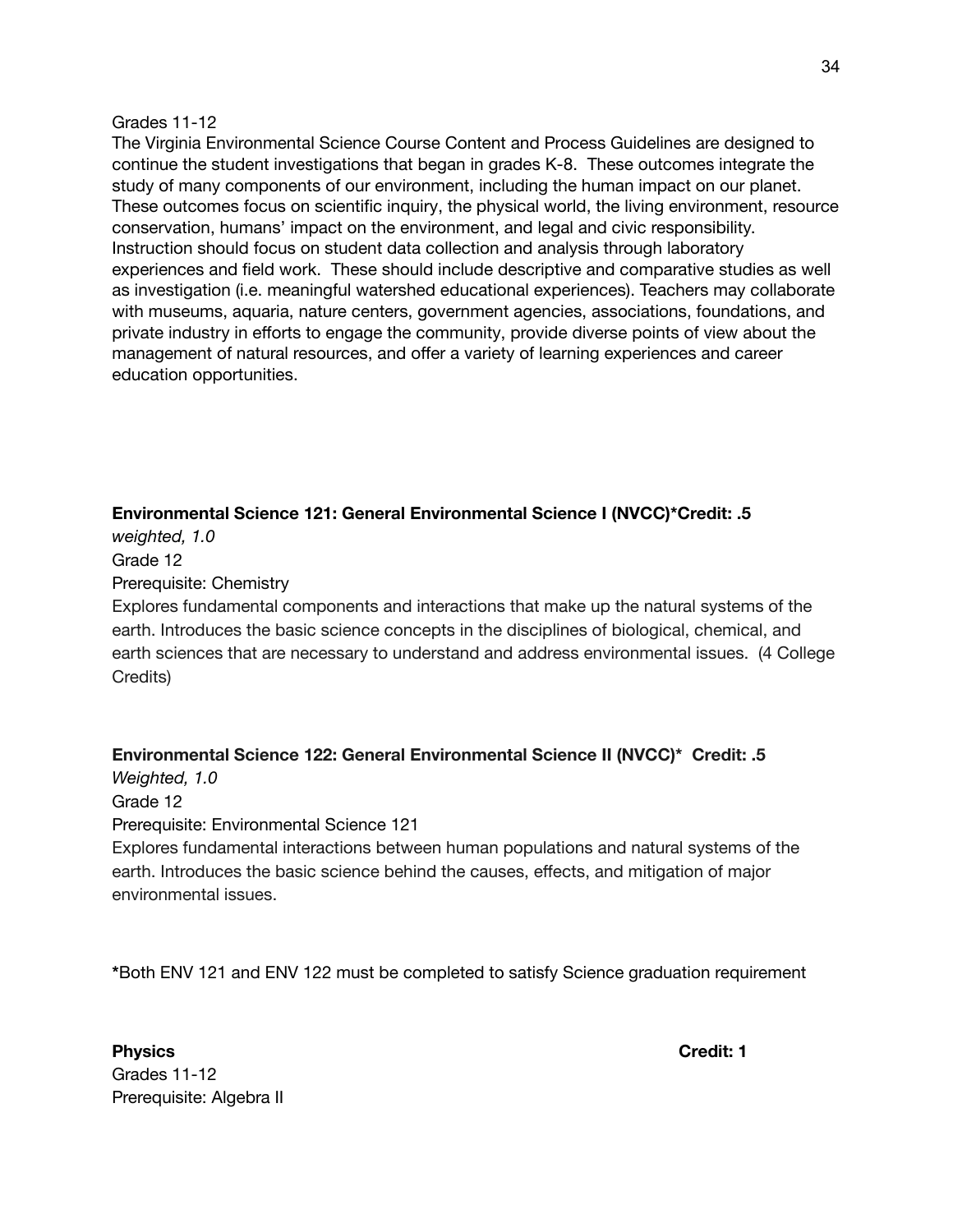Grades 11-12

The Virginia Environmental Science Course Content and Process Guidelines are designed to continue the student investigations that began in grades K-8. These outcomes integrate the study of many components of our environment, including the human impact on our planet. These outcomes focus on scientific inquiry, the physical world, the living environment, resource conservation, humans' impact on the environment, and legal and civic responsibility. Instruction should focus on student data collection and analysis through laboratory experiences and field work. These should include descriptive and comparative studies as well as investigation (i.e. meaningful watershed educational experiences). Teachers may collaborate with museums, aquaria, nature centers, government agencies, associations, foundations, and private industry in efforts to engage the community, provide diverse points of view about the management of natural resources, and offer a variety of learning experiences and career education opportunities.

**Environmental Science 121: General Environmental Science I (NVCC)*Credit: .5**

*weighted, 1.0*

Grade 12

Prerequisite: Chemistry

Explores fundamental components and interactions that make up the natural systems of the earth. Introduces the basic science concepts in the disciplines of biological, chemical, and earth sciences that are necessary to understand and address environmental issues. (4 College Credits)

**Environmental Science 122: General Environmental Science II (NVCC)* Credit: .5**

*Weighted, 1.0*

Grade 12

Prerequisite: Environmental Science 121

Explores fundamental interactions between human populations and natural systems of the earth. Introduces the basic science behind the causes, effects, and mitigation of major environmental issues.

**\***Both ENV 121 and ENV 122 must be completed to satisfy Science graduation requirement

**Physics** **Credit: 1**

Grades 11-12

Prerequisite: Algebra II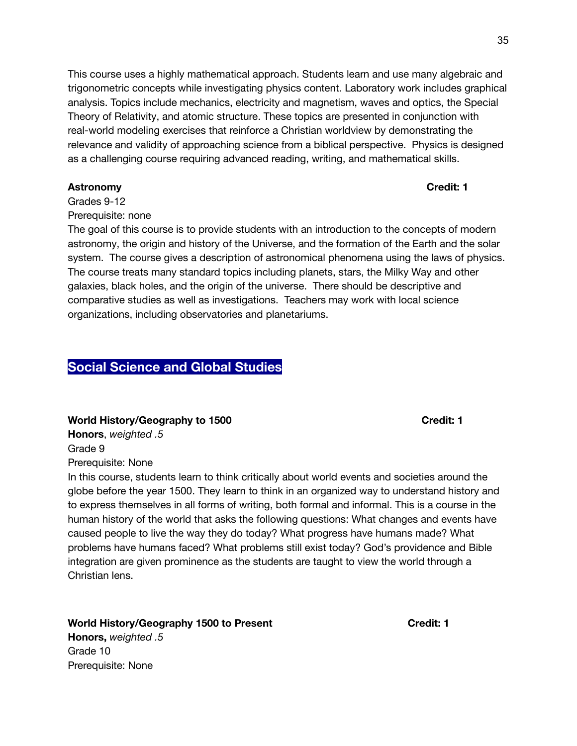This course uses a highly mathematical approach. Students learn and use many algebraic and trigonometric concepts while investigating physics content. Laboratory work includes graphical analysis. Topics include mechanics, electricity and magnetism, waves and optics, the Special Theory of Relativity, and atomic structure. These topics are presented in conjunction with real-world modeling exercises that reinforce a Christian worldview by demonstrating the relevance and validity of approaching science from a biblical perspective. Physics is designed as a challenging course requiring advanced reading, writing, and mathematical skills.

**Astronomy** **Credit: 1**
Grades 9-12
Prerequisite: none
The goal of this course is to provide students with an introduction to the concepts of modern astronomy, the origin and history of the Universe, and the formation of the Earth and the solar system. The course gives a description of astronomical phenomena using the laws of physics. The course treats many standard topics including planets, stars, the Milky Way and other galaxies, black holes, and the origin of the universe. There should be descriptive and comparative studies as well as investigations. Teachers may work with local science organizations, including observatories and planetariums.

## Social Science and Global Studies

**World History/Geography to 1500** **Credit: 1**
**Honors**, *weighted .5*
Grade 9
Prerequisite: None
In this course, students learn to think critically about world events and societies around the globe before the year 1500. They learn to think in an organized way to understand history and to express themselves in all forms of writing, both formal and informal. This is a course in the human history of the world that asks the following questions: What changes and events have caused people to live the way they do today? What progress have humans made? What problems have humans faced? What problems still exist today? God's providence and Bible integration are given prominence as the students are taught to view the world through a Christian lens.

**World History/Geography 1500 to Present** **Credit: 1**
**Honors,** *weighted .5*
Grade 10
Prerequisite: None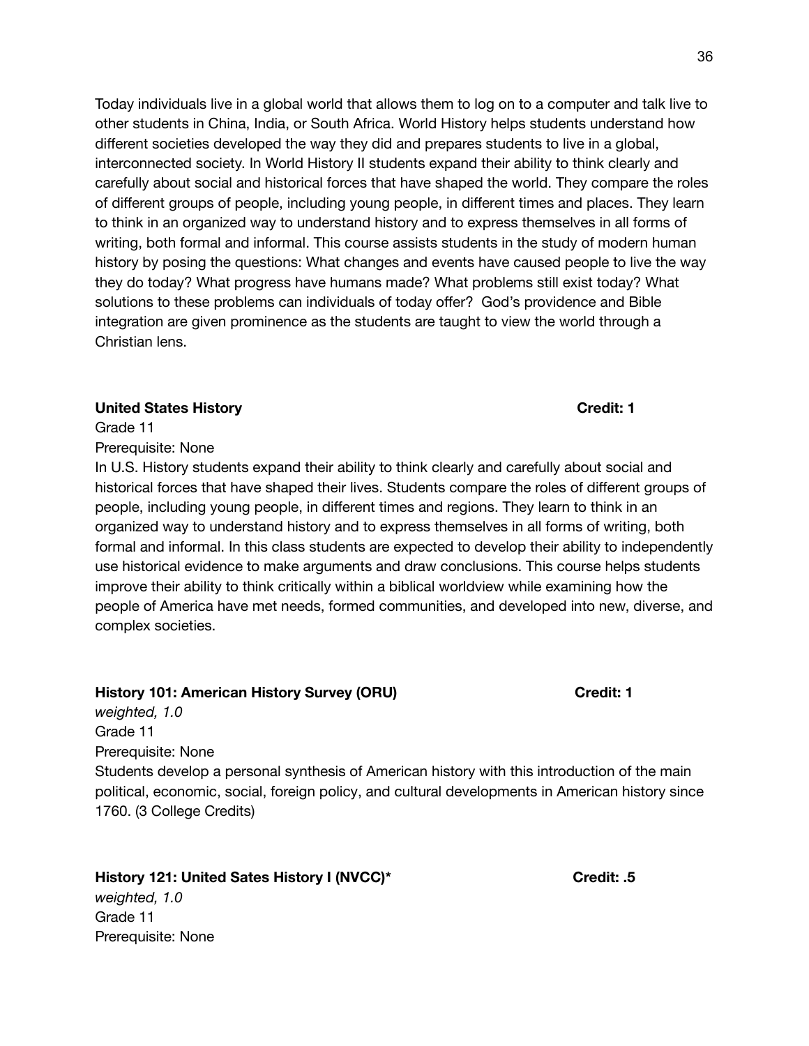Today individuals live in a global world that allows them to log on to a computer and talk live to other students in China, India, or South Africa. World History helps students understand how different societies developed the way they did and prepares students to live in a global, interconnected society. In World History II students expand their ability to think clearly and carefully about social and historical forces that have shaped the world. They compare the roles of different groups of people, including young people, in different times and places. They learn to think in an organized way to understand history and to express themselves in all forms of writing, both formal and informal. This course assists students in the study of modern human history by posing the questions: What changes and events have caused people to live the way they do today? What progress have humans made? What problems still exist today? What solutions to these problems can individuals of today offer? God's providence and Bible integration are given prominence as the students are taught to view the world through a Christian lens.

**United States History** **Credit: 1**

Grade 11

Prerequisite: None

In U.S. History students expand their ability to think clearly and carefully about social and historical forces that have shaped their lives. Students compare the roles of different groups of people, including young people, in different times and regions. They learn to think in an organized way to understand history and to express themselves in all forms of writing, both formal and informal. In this class students are expected to develop their ability to independently use historical evidence to make arguments and draw conclusions. This course helps students improve their ability to think critically within a biblical worldview while examining how the people of America have met needs, formed communities, and developed into new, diverse, and complex societies.

**History 101: American History Survey (ORU)** **Credit: 1**

*weighted, 1.0*

Grade 11

Prerequisite: None

Students develop a personal synthesis of American history with this introduction of the main political, economic, social, foreign policy, and cultural developments in American history since 1760. (3 College Credits)

**History 121: United Sates History I (NVCC)*** **Credit: .5**

*weighted, 1.0*

Grade 11

Prerequisite: None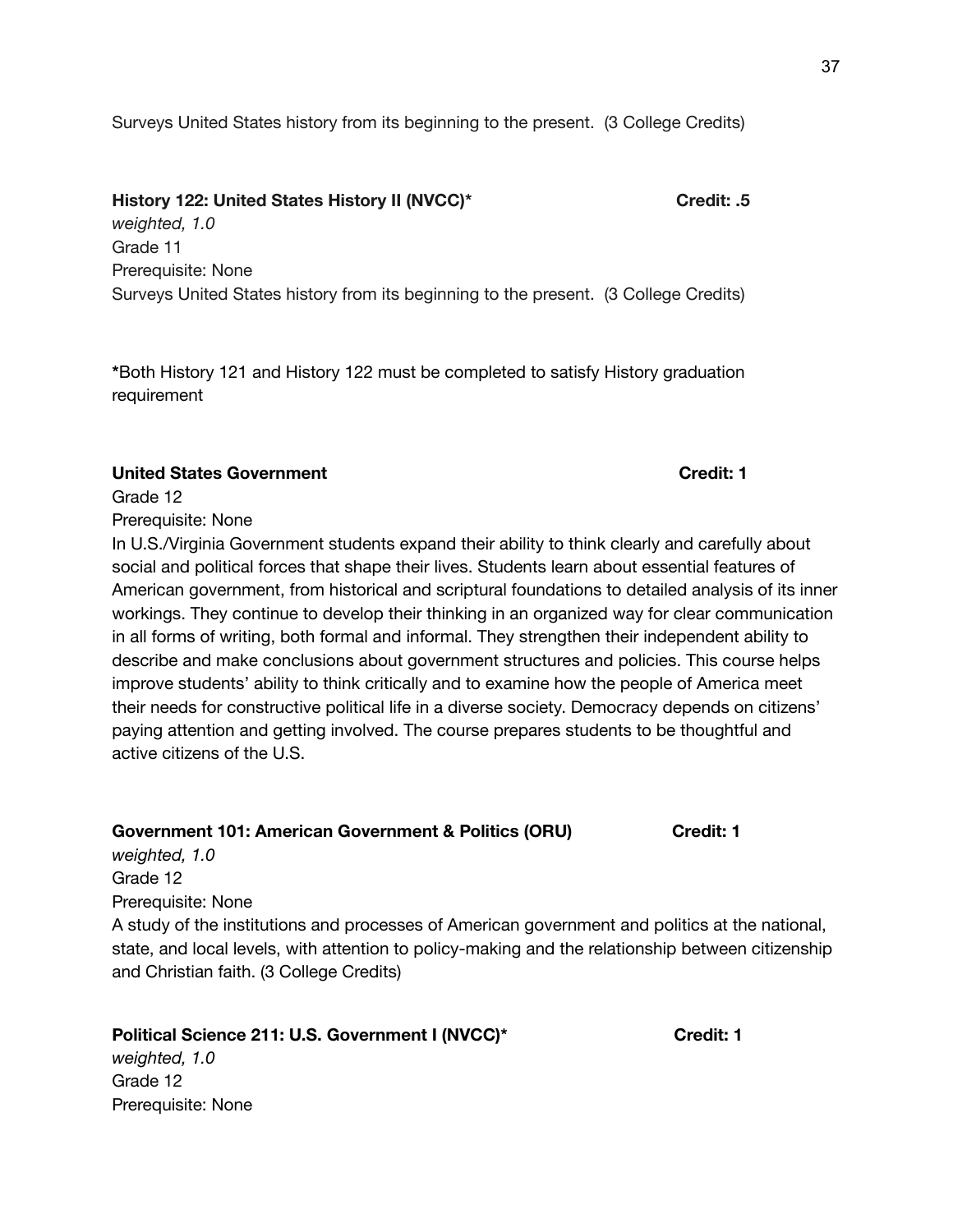Surveys United States history from its beginning to the present. (3 College Credits)

**History 122: United States History II (NVCC)*** **Credit: .5**

*weighted, 1.0*
Grade 11
Prerequisite: None
Surveys United States history from its beginning to the present. (3 College Credits)

***Both History 121 and History 122 must be completed to satisfy History graduation requirement**

**United States Government** **Credit: 1**

Grade 12
Prerequisite: None
In U.S./Virginia Government students expand their ability to think clearly and carefully about social and political forces that shape their lives. Students learn about essential features of American government, from historical and scriptural foundations to detailed analysis of its inner workings. They continue to develop their thinking in an organized way for clear communication in all forms of writing, both formal and informal. They strengthen their independent ability to describe and make conclusions about government structures and policies. This course helps improve students' ability to think critically and to examine how the people of America meet their needs for constructive political life in a diverse society. Democracy depends on citizens' paying attention and getting involved. The course prepares students to be thoughtful and active citizens of the U.S.

**Government 101: American Government & Politics (ORU)** **Credit: 1**

*weighted, 1.0*
Grade 12
Prerequisite: None
A study of the institutions and processes of American government and politics at the national, state, and local levels, with attention to policy-making and the relationship between citizenship and Christian faith. (3 College Credits)

**Political Science 211: U.S. Government I (NVCC)*** **Credit: 1**

*weighted, 1.0*
Grade 12
Prerequisite: None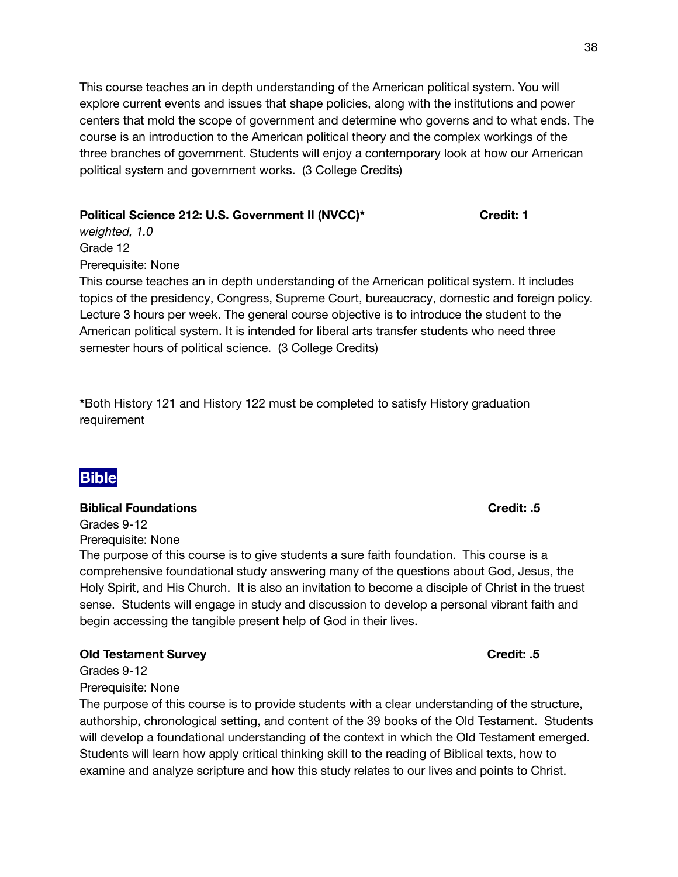This course teaches an in depth understanding of the American political system. You will explore current events and issues that shape policies, along with the institutions and power centers that mold the scope of government and determine who governs and to what ends. The course is an introduction to the American political theory and the complex workings of the three branches of government. Students will enjoy a contemporary look at how our American political system and government works. (3 College Credits)

**Political Science 212: U.S. Government II (NVCC)*** **Credit: 1**
*weighted, 1.0*
Grade 12
Prerequisite: None
This course teaches an in depth understanding of the American political system. It includes topics of the presidency, Congress, Supreme Court, bureaucracy, domestic and foreign policy. Lecture 3 hours per week. The general course objective is to introduce the student to the American political system. It is intended for liberal arts transfer students who need three semester hours of political science. (3 College Credits)

**\***Both History 121 and History 122 must be completed to satisfy History graduation requirement

## Bible

**Biblical Foundations** **Credit: .5**
Grades 9-12
Prerequisite: None
The purpose of this course is to give students a sure faith foundation. This course is a comprehensive foundational study answering many of the questions about God, Jesus, the Holy Spirit, and His Church. It is also an invitation to become a disciple of Christ in the truest sense. Students will engage in study and discussion to develop a personal vibrant faith and begin accessing the tangible present help of God in their lives.

**Old Testament Survey** **Credit: .5**
Grades 9-12
Prerequisite: None
The purpose of this course is to provide students with a clear understanding of the structure, authorship, chronological setting, and content of the 39 books of the Old Testament. Students will develop a foundational understanding of the context in which the Old Testament emerged. Students will learn how apply critical thinking skill to the reading of Biblical texts, how to examine and analyze scripture and how this study relates to our lives and points to Christ.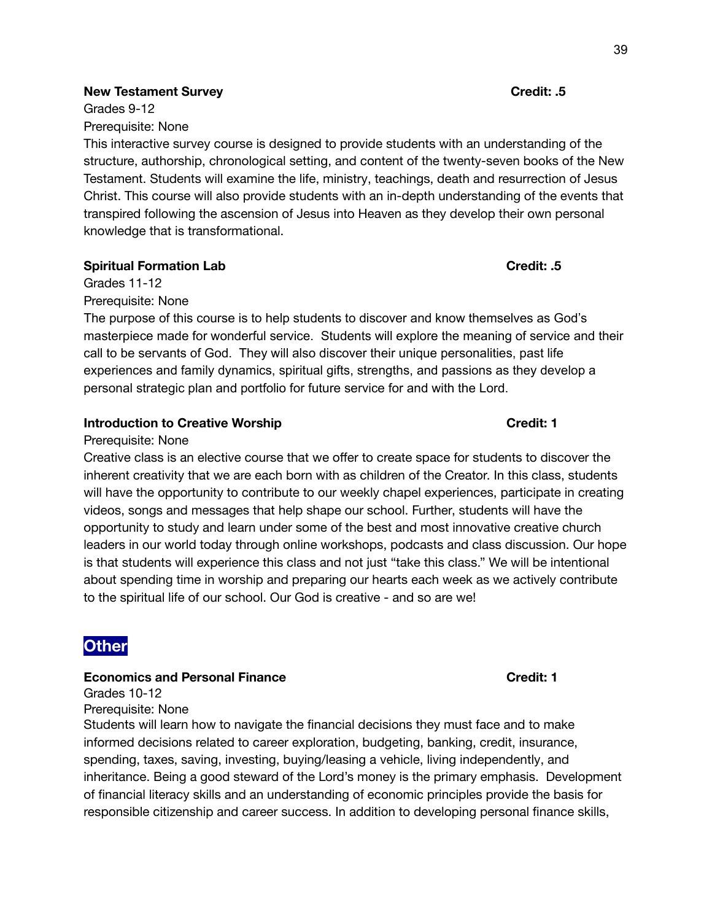**New Testament Survey** **Credit: .5**

Grades 9-12

Prerequisite: None

This interactive survey course is designed to provide students with an understanding of the structure, authorship, chronological setting, and content of the twenty-seven books of the New Testament. Students will examine the life, ministry, teachings, death and resurrection of Jesus Christ. This course will also provide students with an in-depth understanding of the events that transpired following the ascension of Jesus into Heaven as they develop their own personal knowledge that is transformational.

**Spiritual Formation Lab** **Credit: .5**

Grades 11-12

Prerequisite: None

The purpose of this course is to help students to discover and know themselves as God's masterpiece made for wonderful service. Students will explore the meaning of service and their call to be servants of God. They will also discover their unique personalities, past life experiences and family dynamics, spiritual gifts, strengths, and passions as they develop a personal strategic plan and portfolio for future service for and with the Lord.

**Introduction to Creative Worship** **Credit: 1**

Prerequisite: None

Creative class is an elective course that we offer to create space for students to discover the inherent creativity that we are each born with as children of the Creator. In this class, students will have the opportunity to contribute to our weekly chapel experiences, participate in creating videos, songs and messages that help shape our school. Further, students will have the opportunity to study and learn under some of the best and most innovative creative church leaders in our world today through online workshops, podcasts and class discussion. Our hope is that students will experience this class and not just "take this class." We will be intentional about spending time in worship and preparing our hearts each week as we actively contribute to the spiritual life of our school. Our God is creative - and so are we!

## Other

**Economics and Personal Finance** **Credit: 1**

Grades 10-12

Prerequisite: None

Students will learn how to navigate the financial decisions they must face and to make informed decisions related to career exploration, budgeting, banking, credit, insurance, spending, taxes, saving, investing, buying/leasing a vehicle, living independently, and inheritance. Being a good steward of the Lord's money is the primary emphasis. Development of financial literacy skills and an understanding of economic principles provide the basis for responsible citizenship and career success. In addition to developing personal finance skills,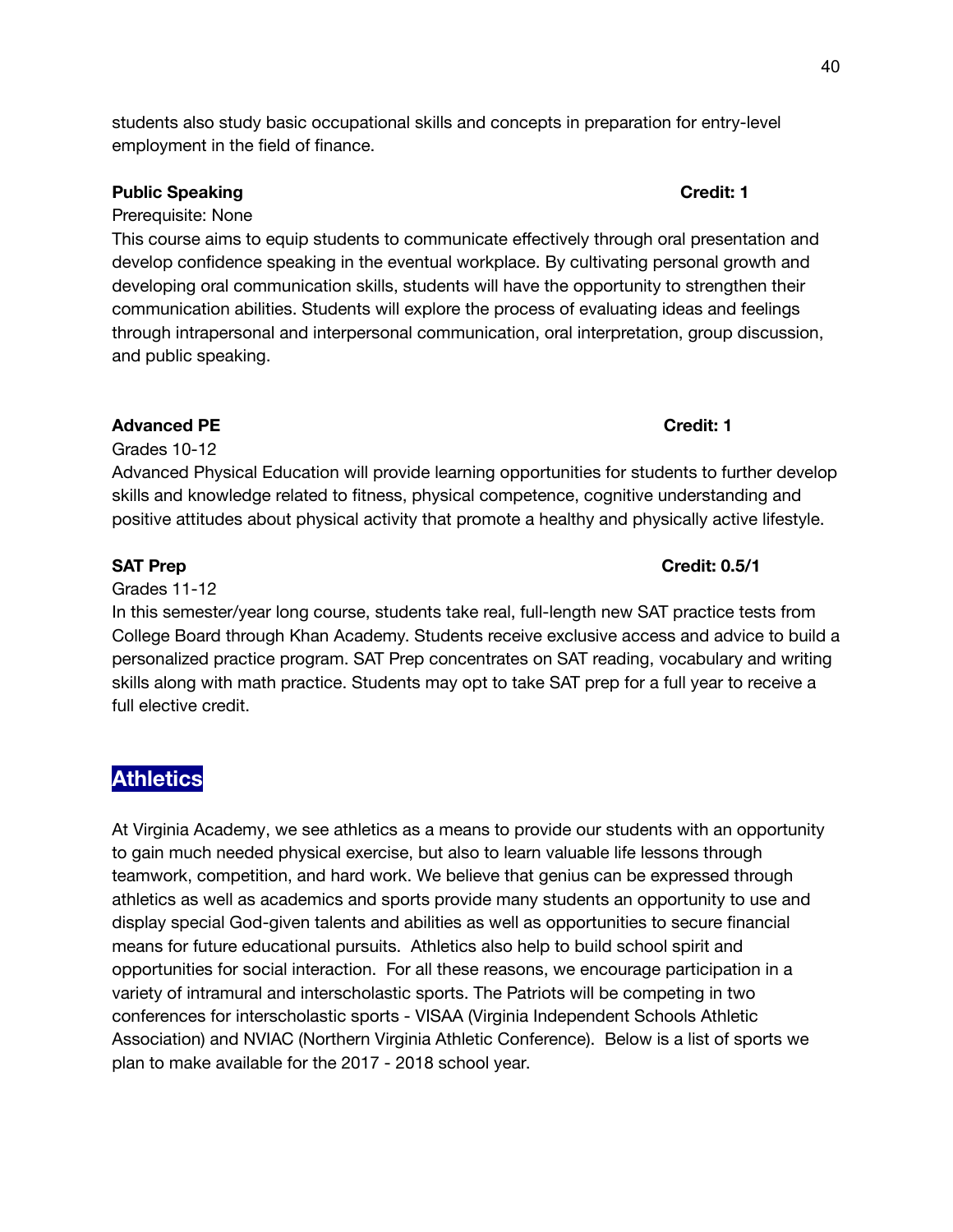students also study basic occupational skills and concepts in preparation for entry-level employment in the field of finance.

**Public Speaking** **Credit: 1**

Prerequisite: None

This course aims to equip students to communicate effectively through oral presentation and develop confidence speaking in the eventual workplace. By cultivating personal growth and developing oral communication skills, students will have the opportunity to strengthen their communication abilities. Students will explore the process of evaluating ideas and feelings through intrapersonal and interpersonal communication, oral interpretation, group discussion, and public speaking.

**Advanced PE** **Credit: 1**

Grades 10-12

Advanced Physical Education will provide learning opportunities for students to further develop skills and knowledge related to fitness, physical competence, cognitive understanding and positive attitudes about physical activity that promote a healthy and physically active lifestyle.

**SAT Prep** **Credit: 0.5/1**

Grades 11-12

In this semester/year long course, students take real, full-length new SAT practice tests from College Board through Khan Academy. Students receive exclusive access and advice to build a personalized practice program. SAT Prep concentrates on SAT reading, vocabulary and writing skills along with math practice. Students may opt to take SAT prep for a full year to receive a full elective credit.

## Athletics

At Virginia Academy, we see athletics as a means to provide our students with an opportunity to gain much needed physical exercise, but also to learn valuable life lessons through teamwork, competition, and hard work. We believe that genius can be expressed through athletics as well as academics and sports provide many students an opportunity to use and display special God-given talents and abilities as well as opportunities to secure financial means for future educational pursuits. Athletics also help to build school spirit and opportunities for social interaction. For all these reasons, we encourage participation in a variety of intramural and interscholastic sports. The Patriots will be competing in two conferences for interscholastic sports - VISAA (Virginia Independent Schools Athletic Association) and NVIAC (Northern Virginia Athletic Conference). Below is a list of sports we plan to make available for the 2017 - 2018 school year.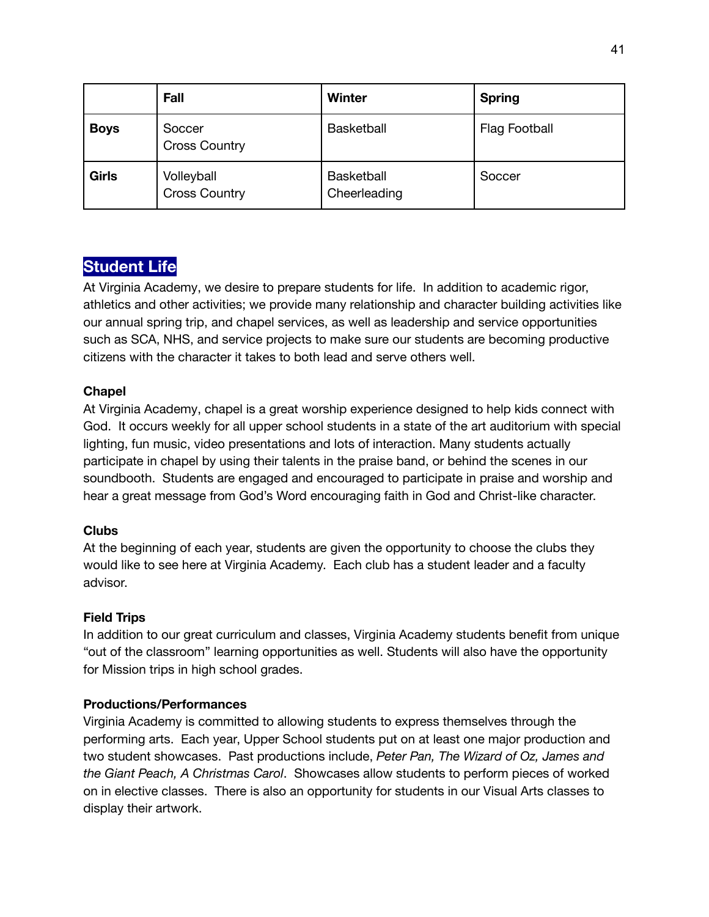| | Fall | Winter | Spring |
|---|---|---|---|
| **Boys** | Soccer<br>Cross Country | Basketball | Flag Football |
| **Girls** | Volleyball<br>Cross Country | Basketball<br>Cheerleading | Soccer |

## Student Life

At Virginia Academy, we desire to prepare students for life. In addition to academic rigor, athletics and other activities; we provide many relationship and character building activities like our annual spring trip, and chapel services, as well as leadership and service opportunities such as SCA, NHS, and service projects to make sure our students are becoming productive citizens with the character it takes to both lead and serve others well.

### Chapel

At Virginia Academy, chapel is a great worship experience designed to help kids connect with God. It occurs weekly for all upper school students in a state of the art auditorium with special lighting, fun music, video presentations and lots of interaction. Many students actually participate in chapel by using their talents in the praise band, or behind the scenes in our soundbooth. Students are engaged and encouraged to participate in praise and worship and hear a great message from God's Word encouraging faith in God and Christ-like character.

### Clubs

At the beginning of each year, students are given the opportunity to choose the clubs they would like to see here at Virginia Academy. Each club has a student leader and a faculty advisor.

### Field Trips

In addition to our great curriculum and classes, Virginia Academy students benefit from unique "out of the classroom" learning opportunities as well. Students will also have the opportunity for Mission trips in high school grades.

### Productions/Performances

Virginia Academy is committed to allowing students to express themselves through the performing arts. Each year, Upper School students put on at least one major production and two student showcases. Past productions include, *Peter Pan, The Wizard of Oz, James and the Giant Peach, A Christmas Carol*. Showcases allow students to perform pieces of worked on in elective classes. There is also an opportunity for students in our Visual Arts classes to display their artwork.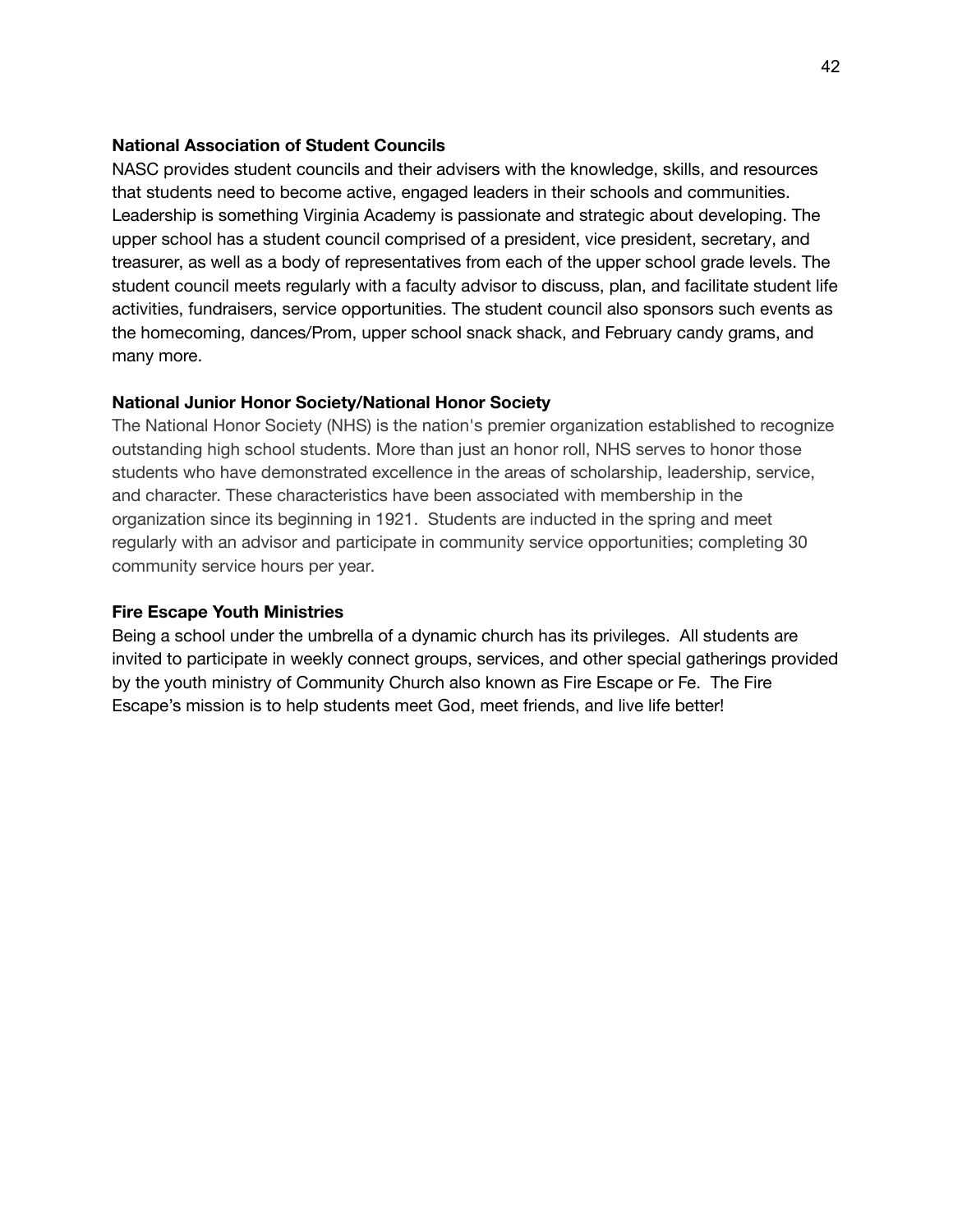**National Association of Student Councils**

NASC provides student councils and their advisers with the knowledge, skills, and resources that students need to become active, engaged leaders in their schools and communities. Leadership is something Virginia Academy is passionate and strategic about developing. The upper school has a student council comprised of a president, vice president, secretary, and treasurer, as well as a body of representatives from each of the upper school grade levels. The student council meets regularly with a faculty advisor to discuss, plan, and facilitate student life activities, fundraisers, service opportunities. The student council also sponsors such events as the homecoming, dances/Prom, upper school snack shack, and February candy grams, and many more.

**National Junior Honor Society/National Honor Society**

The National Honor Society (NHS) is the nation's premier organization established to recognize outstanding high school students. More than just an honor roll, NHS serves to honor those students who have demonstrated excellence in the areas of scholarship, leadership, service, and character. These characteristics have been associated with membership in the organization since its beginning in 1921. Students are inducted in the spring and meet regularly with an advisor and participate in community service opportunities; completing 30 community service hours per year.

**Fire Escape Youth Ministries**

Being a school under the umbrella of a dynamic church has its privileges. All students are invited to participate in weekly connect groups, services, and other special gatherings provided by the youth ministry of Community Church also known as Fire Escape or Fe. The Fire Escape's mission is to help students meet God, meet friends, and live life better!